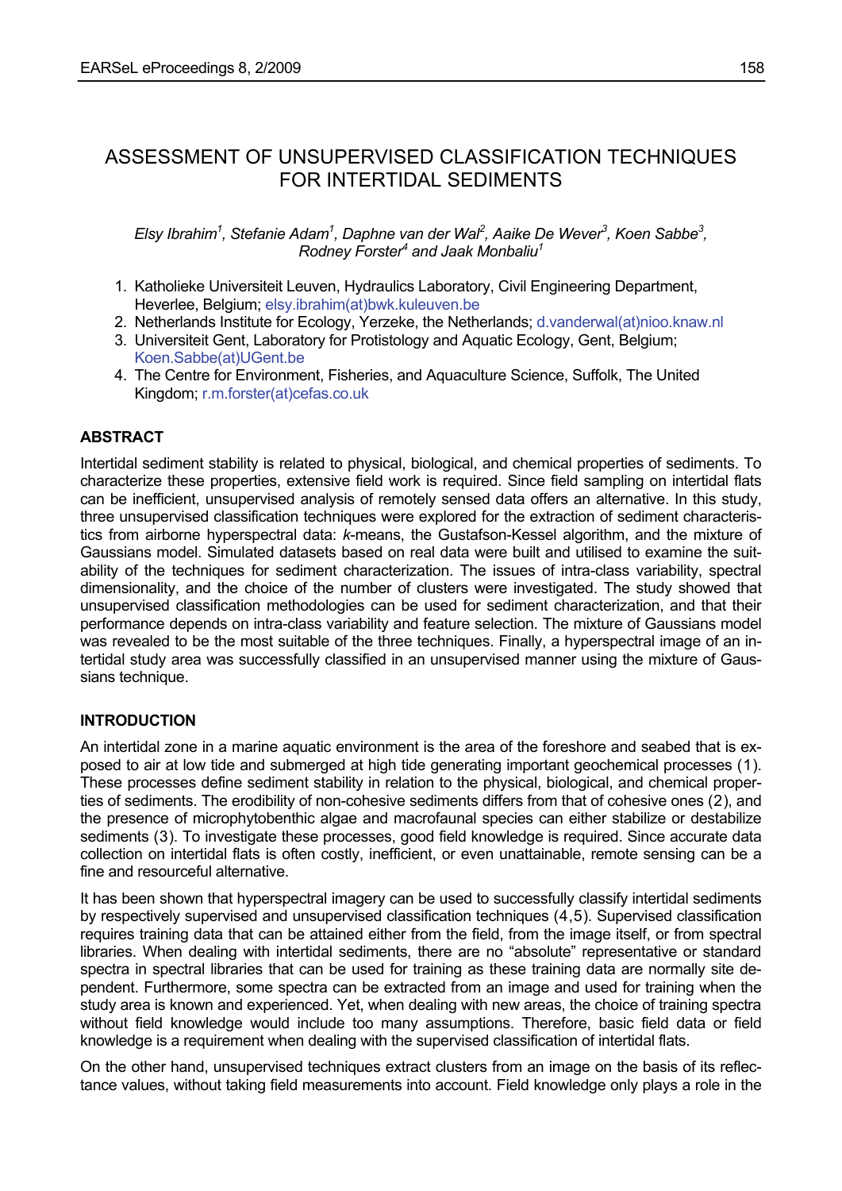# ASSESSMENT OF UNSUPERVISED CLASSIFICATION TECHNIQUES FOR INTERTIDAL SEDIMENTS

*Elsy Ibrahim[1], Stefanie Adam[1], Daphne van der Wal[2], Aaike De Wever[3], Koen Sabbe[3], Rodney Forster[4] and Jaak Monbaliu[1]*

1. Katholieke Universiteit Leuven, Hydraulics Laboratory, Civil Engineering Department, Heverlee, Belgium; elsy.ibrahim(at)bwk.kuleuven.be
2. Netherlands Institute for Ecology, Yerzeke, the Netherlands; d.vanderwal(at)nioo.knaw.nl
3. Universiteit Gent, Laboratory for Protistology and Aquatic Ecology, Gent, Belgium; Koen.Sabbe(at)UGent.be
4. The Centre for Environment, Fisheries, and Aquaculture Science, Suffolk, The United Kingdom; r.m.forster(at)cefas.co.uk

## ABSTRACT

Intertidal sediment stability is related to physical, biological, and chemical properties of sediments. To characterize these properties, extensive field work is required. Since field sampling on intertidal flats can be inefficient, unsupervised analysis of remotely sensed data offers an alternative. In this study, three unsupervised classification techniques were explored for the extraction of sediment characteristics from airborne hyperspectral data: *k*-means, the Gustafson-Kessel algorithm, and the mixture of Gaussians model. Simulated datasets based on real data were built and utilised to examine the suitability of the techniques for sediment characterization. The issues of intra-class variability, spectral dimensionality, and the choice of the number of clusters were investigated. The study showed that unsupervised classification methodologies can be used for sediment characterization, and that their performance depends on intra-class variability and feature selection. The mixture of Gaussians model was revealed to be the most suitable of the three techniques. Finally, a hyperspectral image of an intertidal study area was successfully classified in an unsupervised manner using the mixture of Gaussians technique.

## INTRODUCTION

An intertidal zone in a marine aquatic environment is the area of the foreshore and seabed that is exposed to air at low tide and submerged at high tide generating important geochemical processes (1). These processes define sediment stability in relation to the physical, biological, and chemical properties of sediments. The erodibility of non-cohesive sediments differs from that of cohesive ones (2), and the presence of microphytobenthic algae and macrofaunal species can either stabilize or destabilize sediments (3). To investigate these processes, good field knowledge is required. Since accurate data collection on intertidal flats is often costly, inefficient, or even unattainable, remote sensing can be a fine and resourceful alternative.

It has been shown that hyperspectral imagery can be used to successfully classify intertidal sediments by respectively supervised and unsupervised classification techniques (4,5). Supervised classification requires training data that can be attained either from the field, from the image itself, or from spectral libraries. When dealing with intertidal sediments, there are no "absolute" representative or standard spectra in spectral libraries that can be used for training as these training data are normally site dependent. Furthermore, some spectra can be extracted from an image and used for training when the study area is known and experienced. Yet, when dealing with new areas, the choice of training spectra without field knowledge would include too many assumptions. Therefore, basic field data or field knowledge is a requirement when dealing with the supervised classification of intertidal flats.

On the other hand, unsupervised techniques extract clusters from an image on the basis of its reflectance values, without taking field measurements into account. Field knowledge only plays a role in the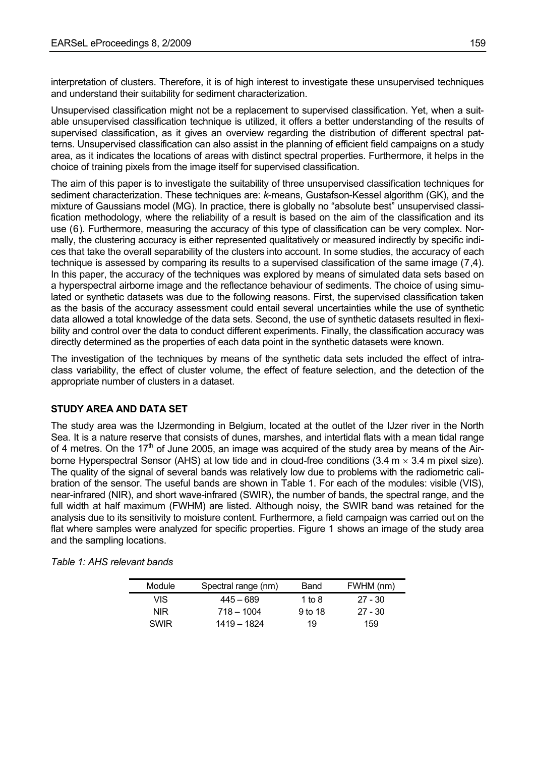interpretation of clusters. Therefore, it is of high interest to investigate these unsupervised techniques and understand their suitability for sediment characterization.

Unsupervised classification might not be a replacement to supervised classification. Yet, when a suitable unsupervised classification technique is utilized, it offers a better understanding of the results of supervised classification, as it gives an overview regarding the distribution of different spectral patterns. Unsupervised classification can also assist in the planning of efficient field campaigns on a study area, as it indicates the locations of areas with distinct spectral properties. Furthermore, it helps in the choice of training pixels from the image itself for supervised classification.

The aim of this paper is to investigate the suitability of three unsupervised classification techniques for sediment characterization. These techniques are: *k*-means, Gustafson-Kessel algorithm (GK), and the mixture of Gaussians model (MG). In practice, there is globally no "absolute best" unsupervised classification methodology, where the reliability of a result is based on the aim of the classification and its use (6). Furthermore, measuring the accuracy of this type of classification can be very complex. Normally, the clustering accuracy is either represented qualitatively or measured indirectly by specific indices that take the overall separability of the clusters into account. In some studies, the accuracy of each technique is assessed by comparing its results to a supervised classification of the same image (7,4). In this paper, the accuracy of the techniques was explored by means of simulated data sets based on a hyperspectral airborne image and the reflectance behaviour of sediments. The choice of using simulated or synthetic datasets was due to the following reasons. First, the supervised classification taken as the basis of the accuracy assessment could entail several uncertainties while the use of synthetic data allowed a total knowledge of the data sets. Second, the use of synthetic datasets resulted in flexibility and control over the data to conduct different experiments. Finally, the classification accuracy was directly determined as the properties of each data point in the synthetic datasets were known.

The investigation of the techniques by means of the synthetic data sets included the effect of intra-class variability, the effect of cluster volume, the effect of feature selection, and the detection of the appropriate number of clusters in a dataset.

## STUDY AREA AND DATA SET

The study area was the IJzermonding in Belgium, located at the outlet of the IJzer river in the North Sea. It is a nature reserve that consists of dunes, marshes, and intertidal flats with a mean tidal range of 4 metres. On the 17$^{th}$ of June 2005, an image was acquired of the study area by means of the Airborne Hyperspectral Sensor (AHS) at low tide and in cloud-free conditions (3.4 m $\times$ 3.4 m pixel size). The quality of the signal of several bands was relatively low due to problems with the radiometric calibration of the sensor. The useful bands are shown in Table 1. For each of the modules: visible (VIS), near-infrared (NIR), and short wave-infrared (SWIR), the number of bands, the spectral range, and the full width at half maximum (FWHM) are listed. Although noisy, the SWIR band was retained for the analysis due to its sensitivity to moisture content. Furthermore, a field campaign was carried out on the flat where samples were analyzed for specific properties. Figure 1 shows an image of the study area and the sampling locations.

*Table 1: AHS relevant bands*

| Module | Spectral range (nm) | Band | FWHM (nm) |
|---|---|---|---|
| VIS | 445 – 689 | 1 to 8 | 27 - 30 |
| NIR | 718 – 1004 | 9 to 18 | 27 - 30 |
| SWIR | 1419 – 1824 | 19 | 159 |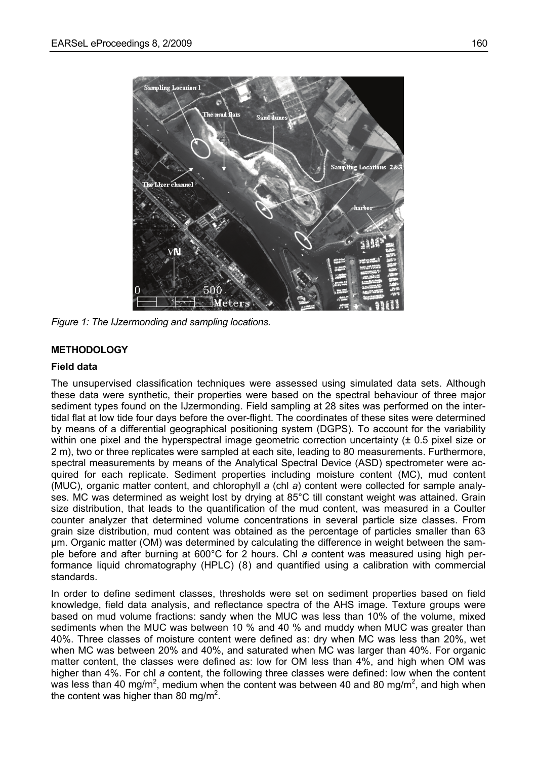*Figure 1: The IJzermonding and sampling locations.*

## METHODOLOGY

### Field data

The unsupervised classification techniques were assessed using simulated data sets. Although these data were synthetic, their properties were based on the spectral behaviour of three major sediment types found on the IJzermonding. Field sampling at 28 sites was performed on the intertidal flat at low tide four days before the over-flight. The coordinates of these sites were determined by means of a differential geographical positioning system (DGPS). To account for the variability within one pixel and the hyperspectral image geometric correction uncertainty (± 0.5 pixel size or 2 m), two or three replicates were sampled at each site, leading to 80 measurements. Furthermore, spectral measurements by means of the Analytical Spectral Device (ASD) spectrometer were acquired for each replicate. Sediment properties including moisture content (MC), mud content (MUC), organic matter content, and chlorophyll *a* (chl *a*) content were collected for sample analyses. MC was determined as weight lost by drying at 85°C till constant weight was attained. Grain size distribution, that leads to the quantification of the mud content, was measured in a Coulter counter analyzer that determined volume concentrations in several particle size classes. From grain size distribution, mud content was obtained as the percentage of particles smaller than 63 µm. Organic matter (OM) was determined by calculating the difference in weight between the sample before and after burning at 600°C for 2 hours. Chl *a* content was measured using high performance liquid chromatography (HPLC) (8) and quantified using a calibration with commercial standards.

In order to define sediment classes, thresholds were set on sediment properties based on field knowledge, field data analysis, and reflectance spectra of the AHS image. Texture groups were based on mud volume fractions: sandy when the MUC was less than 10% of the volume, mixed sediments when the MUC was between 10 % and 40 % and muddy when MUC was greater than 40%. Three classes of moisture content were defined as: dry when MC was less than 20%, wet when MC was between 20% and 40%, and saturated when MC was larger than 40%. For organic matter content, the classes were defined as: low for OM less than 4%, and high when OM was higher than 4%. For chl *a* content, the following three classes were defined: low when the content was less than 40 mg/m$^2$, medium when the content was between 40 and 80 mg/m$^2$, and high when the content was higher than 80 mg/m$^2$.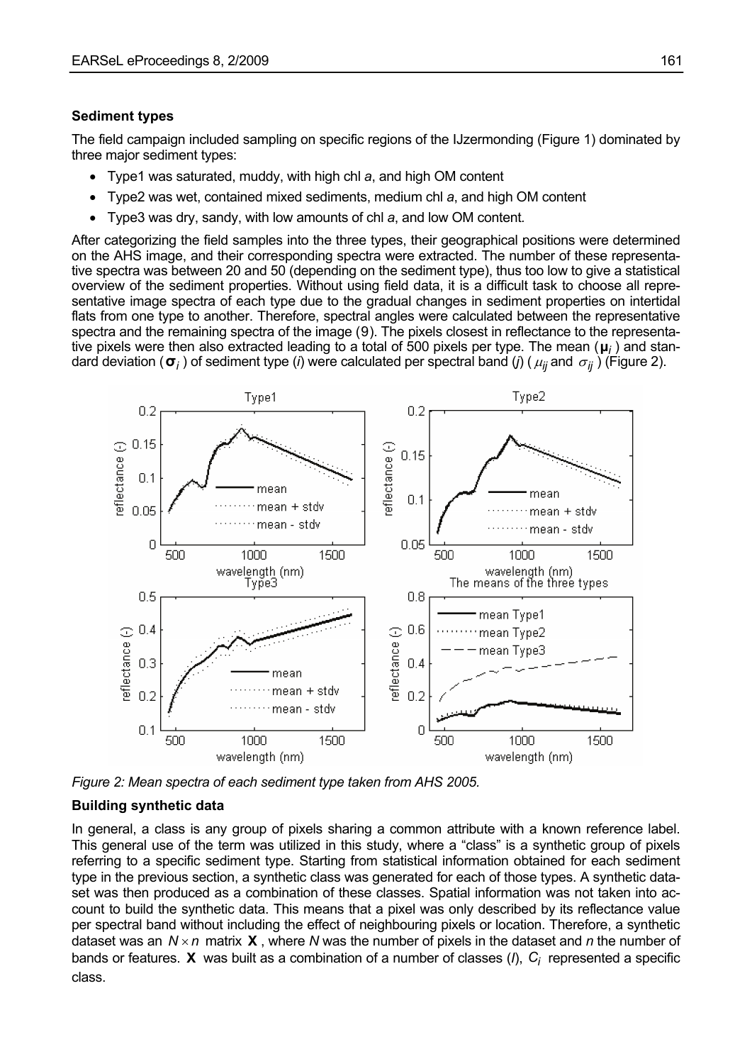### Sediment types

The field campaign included sampling on specific regions of the IJzermonding (Figure 1) dominated by three major sediment types:

- Type1 was saturated, muddy, with high chl *a*, and high OM content
- Type2 was wet, contained mixed sediments, medium chl *a*, and high OM content
- Type3 was dry, sandy, with low amounts of chl *a*, and low OM content.

After categorizing the field samples into the three types, their geographical positions were determined on the AHS image, and their corresponding spectra were extracted. The number of these representative spectra was between 20 and 50 (depending on the sediment type), thus too low to give a statistical overview of the sediment properties. Without using field data, it is a difficult task to choose all representative image spectra of each type due to the gradual changes in sediment properties on intertidal flats from one type to another. Therefore, spectral angles were calculated between the representative spectra and the remaining spectra of the image (9). The pixels closest in reflectance to the representative pixels were then also extracted leading to a total of 500 pixels per type. The mean ($\boldsymbol{\mu}_i$) and standard deviation ($\boldsymbol{\sigma}_i$) of sediment type ($i$) were calculated per spectral band ($j$) ($\mu_{ij}$ and $\sigma_{ij}$) (Figure 2).

*Figure 2: Mean spectra of each sediment type taken from AHS 2005.*

### Building synthetic data

In general, a class is any group of pixels sharing a common attribute with a known reference label. This general use of the term was utilized in this study, where a "class" is a synthetic group of pixels referring to a specific sediment type. Starting from statistical information obtained for each sediment type in the previous section, a synthetic class was generated for each of those types. A synthetic dataset was then produced as a combination of these classes. Spatial information was not taken into account to build the synthetic data. This means that a pixel was only described by its reflectance value per spectral band without including the effect of neighbouring pixels or location. Therefore, a synthetic dataset was an $N \times n$ matrix $\mathbf{X}$, where $N$ was the number of pixels in the dataset and $n$ the number of bands or features. $\mathbf{X}$ was built as a combination of a number of classes ($l$), $C_i$ represented a specific class.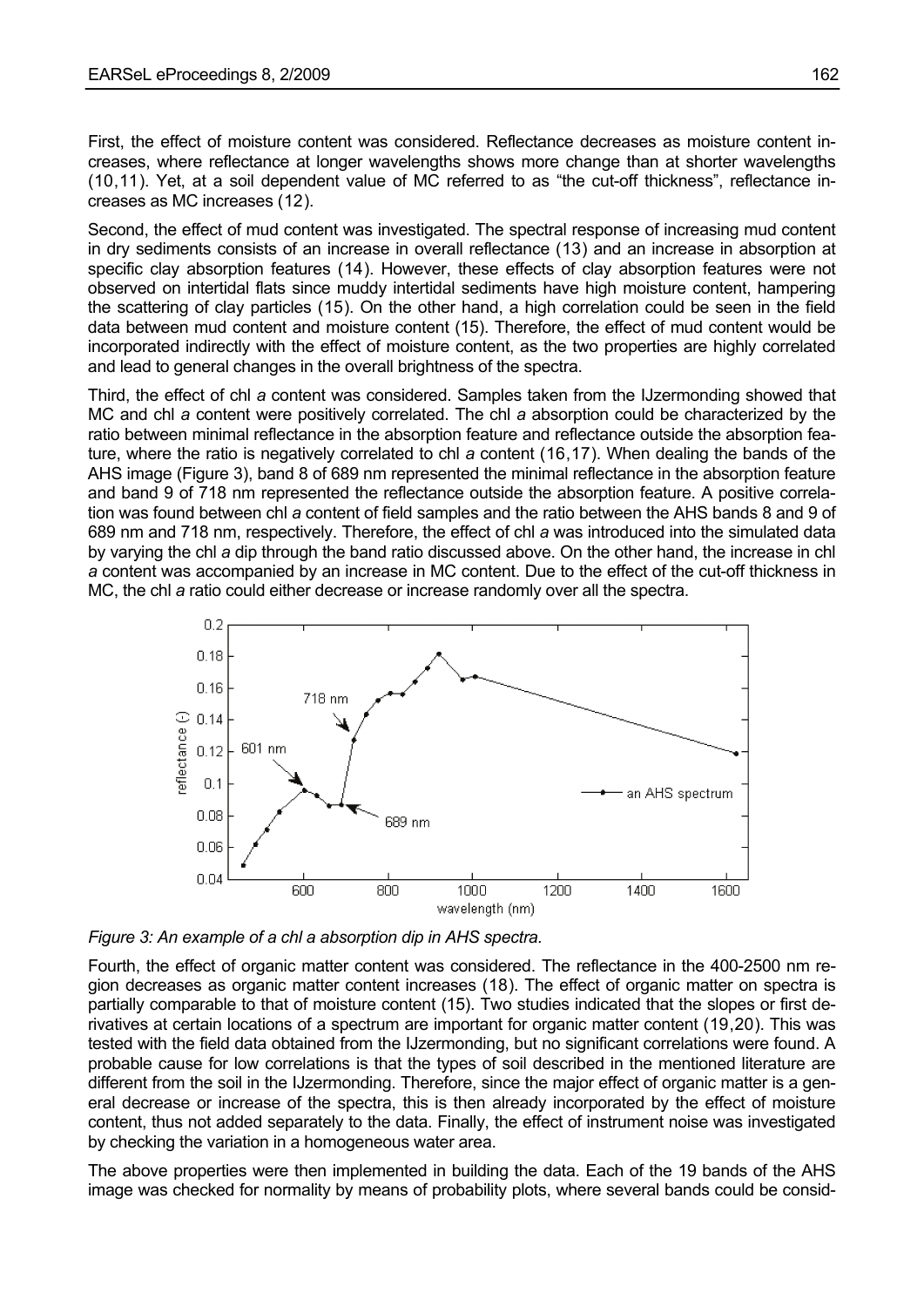First, the effect of moisture content was considered. Reflectance decreases as moisture content increases, where reflectance at longer wavelengths shows more change than at shorter wavelengths (10,11). Yet, at a soil dependent value of MC referred to as "the cut-off thickness", reflectance increases as MC increases (12).

Second, the effect of mud content was investigated. The spectral response of increasing mud content in dry sediments consists of an increase in overall reflectance (13) and an increase in absorption at specific clay absorption features (14). However, these effects of clay absorption features were not observed on intertidal flats since muddy intertidal sediments have high moisture content, hampering the scattering of clay particles (15). On the other hand, a high correlation could be seen in the field data between mud content and moisture content (15). Therefore, the effect of mud content would be incorporated indirectly with the effect of moisture content, as the two properties are highly correlated and lead to general changes in the overall brightness of the spectra.

Third, the effect of chl *a* content was considered. Samples taken from the IJzermonding showed that MC and chl *a* content were positively correlated. The chl *a* absorption could be characterized by the ratio between minimal reflectance in the absorption feature and reflectance outside the absorption feature, where the ratio is negatively correlated to chl *a* content (16,17). When dealing the bands of the AHS image (Figure 3), band 8 of 689 nm represented the minimal reflectance in the absorption feature and band 9 of 718 nm represented the reflectance outside the absorption feature. A positive correlation was found between chl *a* content of field samples and the ratio between the AHS bands 8 and 9 of 689 nm and 718 nm, respectively. Therefore, the effect of chl *a* was introduced into the simulated data by varying the chl *a* dip through the band ratio discussed above. On the other hand, the increase in chl *a* content was accompanied by an increase in MC content. Due to the effect of the cut-off thickness in MC, the chl *a* ratio could either decrease or increase randomly over all the spectra.

*Figure 3: An example of a chl a absorption dip in AHS spectra.*

Fourth, the effect of organic matter content was considered. The reflectance in the 400-2500 nm region decreases as organic matter content increases (18). The effect of organic matter on spectra is partially comparable to that of moisture content (15). Two studies indicated that the slopes or first derivatives at certain locations of a spectrum are important for organic matter content (19,20). This was tested with the field data obtained from the IJzermonding, but no significant correlations were found. A probable cause for low correlations is that the types of soil described in the mentioned literature are different from the soil in the IJzermonding. Therefore, since the major effect of organic matter is a general decrease or increase of the spectra, this is then already incorporated by the effect of moisture content, thus not added separately to the data. Finally, the effect of instrument noise was investigated by checking the variation in a homogeneous water area.

The above properties were then implemented in building the data. Each of the 19 bands of the AHS image was checked for normality by means of probability plots, where several bands could be consid-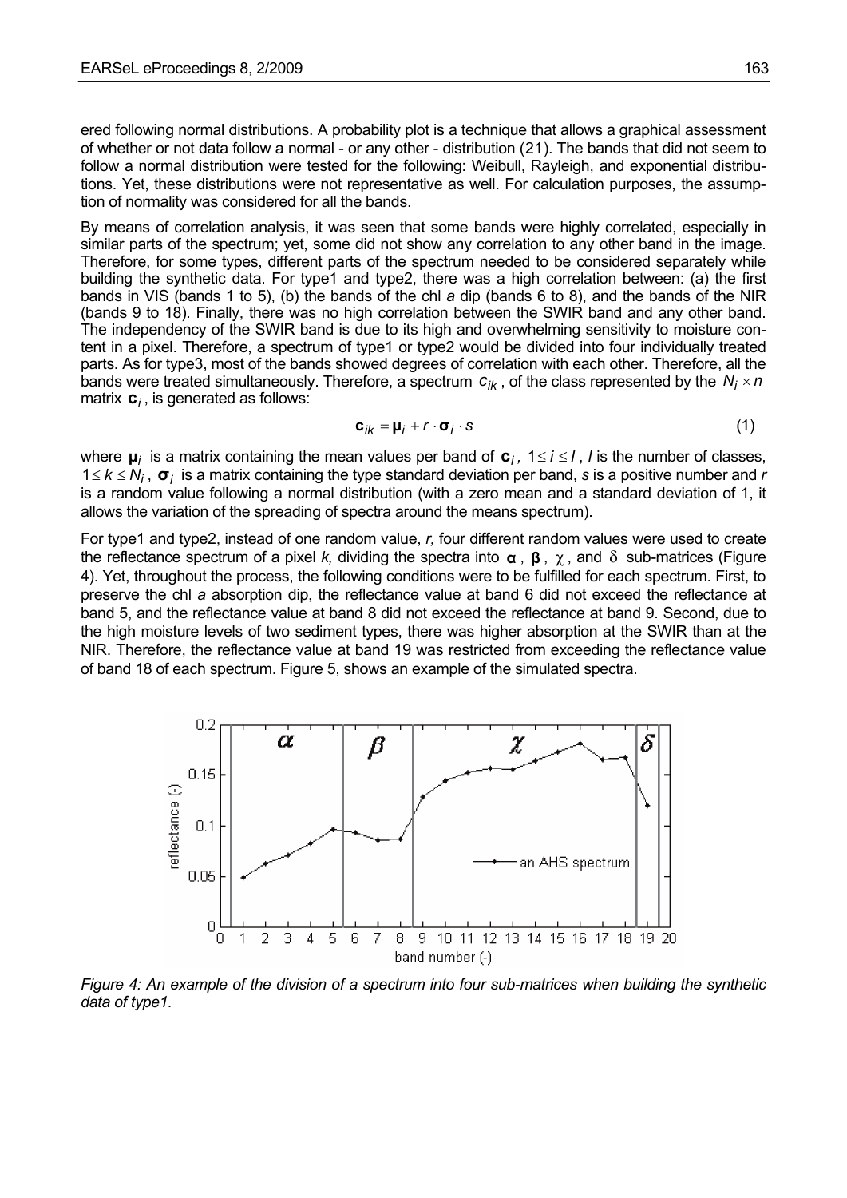ered following normal distributions. A probability plot is a technique that allows a graphical assessment of whether or not data follow a normal - or any other - distribution (21). The bands that did not seem to follow a normal distribution were tested for the following: Weibull, Rayleigh, and exponential distributions. Yet, these distributions were not representative as well. For calculation purposes, the assumption of normality was considered for all the bands.

By means of correlation analysis, it was seen that some bands were highly correlated, especially in similar parts of the spectrum; yet, some did not show any correlation to any other band in the image. Therefore, for some types, different parts of the spectrum needed to be considered separately while building the synthetic data. For type1 and type2, there was a high correlation between: (a) the first bands in VIS (bands 1 to 5), (b) the bands of the chl *a* dip (bands 6 to 8), and the bands of the NIR (bands 9 to 18). Finally, there was no high correlation between the SWIR band and any other band. The independency of the SWIR band is due to its high and overwhelming sensitivity to moisture content in a pixel. Therefore, a spectrum of type1 or type2 would be divided into four individually treated parts. As for type3, most of the bands showed degrees of correlation with each other. Therefore, all the bands were treated simultaneously. Therefore, a spectrum $c_{ik}$, of the class represented by the $N_i \times n$ matrix $\mathbf{c}_i$, is generated as follows:

$$\mathbf{c}_{ik} = \boldsymbol{\mu}_i + r \cdot \boldsymbol{\sigma}_i \cdot s \tag{1}$$

where $\boldsymbol{\mu}_i$ is a matrix containing the mean values per band of $\mathbf{c}_i$, $1 \le i \le I$, $I$ is the number of classes, $1 \le k \le N_i$, $\boldsymbol{\sigma}_i$ is a matrix containing the type standard deviation per band, $s$ is a positive number and $r$ is a random value following a normal distribution (with a zero mean and a standard deviation of 1, it allows the variation of the spreading of spectra around the means spectrum).

For type1 and type2, instead of one random value, *r,* four different random values were used to create the reflectance spectrum of a pixel *k,* dividing the spectra into $\boldsymbol{\alpha}$, $\boldsymbol{\beta}$, $\chi$, and $\delta$ sub-matrices (Figure 4). Yet, throughout the process, the following conditions were to be fulfilled for each spectrum. First, to preserve the chl *a* absorption dip, the reflectance value at band 6 did not exceed the reflectance at band 5, and the reflectance value at band 8 did not exceed the reflectance at band 9. Second, due to the high moisture levels of two sediment types, there was higher absorption at the SWIR than at the NIR. Therefore, the reflectance value at band 19 was restricted from exceeding the reflectance value of band 18 of each spectrum. Figure 5, shows an example of the simulated spectra.

*Figure 4: An example of the division of a spectrum into four sub-matrices when building the synthetic data of type1.*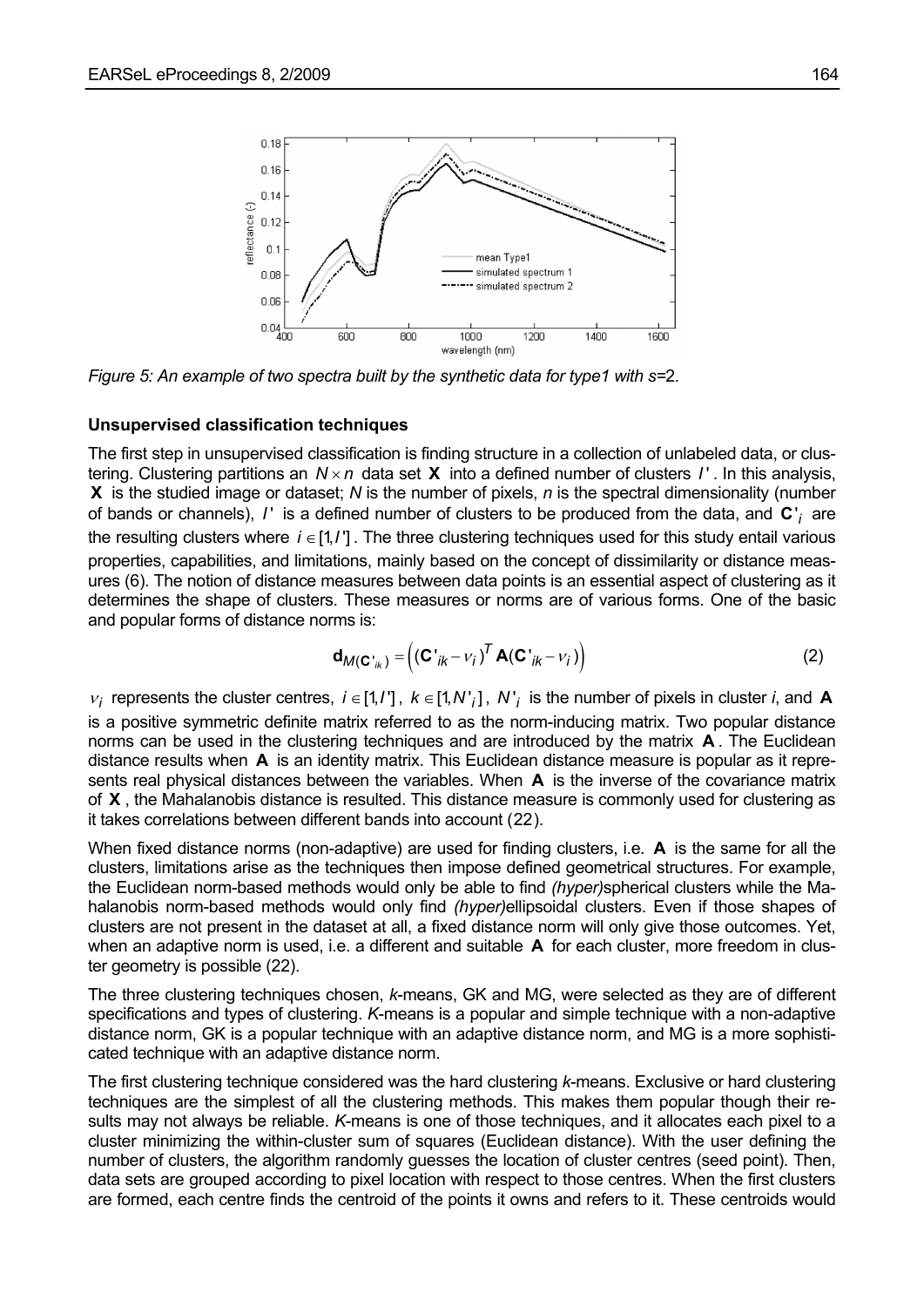*Figure 5: An example of two spectra built by the synthetic data for type1 with s=2.*

**Unsupervised classification techniques**

The first step in unsupervised classification is finding structure in a collection of unlabeled data, or clustering. Clustering partitions an $N \times n$ data set $\mathbf{X}$ into a defined number of clusters $I'$. In this analysis, $\mathbf{X}$ is the studied image or dataset; $N$ is the number of pixels, $n$ is the spectral dimensionality (number of bands or channels), $I'$ is a defined number of clusters to be produced from the data, and $\mathbf{C}'_i$ are the resulting clusters where $i \in [1, I']$. The three clustering techniques used for this study entail various properties, capabilities, and limitations, mainly based on the concept of dissimilarity or distance measures (6). The notion of distance measures between data points is an essential aspect of clustering as it determines the shape of clusters. These measures or norms are of various forms. One of the basic and popular forms of distance norms is:

$$\mathbf{d}_{M(\mathbf{C}'_{ik})} = \left( (\mathbf{C}'_{ik} - \nu_i)^T \mathbf{A} (\mathbf{C}'_{ik} - \nu_i) \right) \tag{2}$$

$\nu_i$ represents the cluster centres, $i \in [1, I']$, $k \in [1, N'_i]$, $N'_i$ is the number of pixels in cluster *i*, and $\mathbf{A}$ is a positive symmetric definite matrix referred to as the norm-inducing matrix. Two popular distance norms can be used in the clustering techniques and are introduced by the matrix $\mathbf{A}$. The Euclidean distance results when $\mathbf{A}$ is an identity matrix. This Euclidean distance measure is popular as it represents real physical distances between the variables. When $\mathbf{A}$ is the inverse of the covariance matrix of $\mathbf{X}$, the Mahalanobis distance is resulted. This distance measure is commonly used for clustering as it takes correlations between different bands into account (22).

When fixed distance norms (non-adaptive) are used for finding clusters, i.e. $\mathbf{A}$ is the same for all the clusters, limitations arise as the techniques then impose defined geometrical structures. For example, the Euclidean norm-based methods would only be able to find *(hyper)*spherical clusters while the Mahalanobis norm-based methods would only find *(hyper)*ellipsoidal clusters. Even if those shapes of clusters are not present in the dataset at all, a fixed distance norm will only give those outcomes. Yet, when an adaptive norm is used, i.e. a different and suitable $\mathbf{A}$ for each cluster, more freedom in cluster geometry is possible (22).

The three clustering techniques chosen, *k*-means, GK and MG, were selected as they are of different specifications and types of clustering. *K*-means is a popular and simple technique with a non-adaptive distance norm, GK is a popular technique with an adaptive distance norm, and MG is a more sophisticated technique with an adaptive distance norm.

The first clustering technique considered was the hard clustering *k*-means. Exclusive or hard clustering techniques are the simplest of all the clustering methods. This makes them popular though their results may not always be reliable. *K*-means is one of those techniques, and it allocates each pixel to a cluster minimizing the within-cluster sum of squares (Euclidean distance). With the user defining the number of clusters, the algorithm randomly guesses the location of cluster centres (seed point). Then, data sets are grouped according to pixel location with respect to those centres. When the first clusters are formed, each centre finds the centroid of the points it owns and refers to it. These centroids would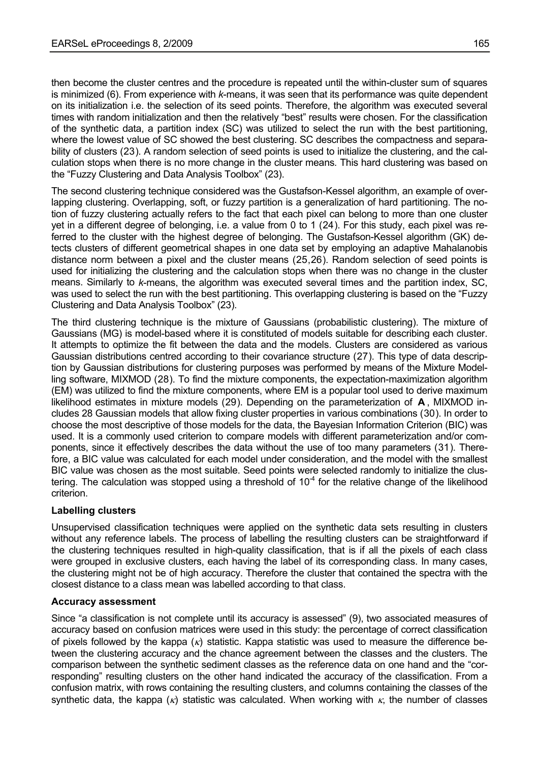then become the cluster centres and the procedure is repeated until the within-cluster sum of squares is minimized (6). From experience with *k*-means, it was seen that its performance was quite dependent on its initialization i.e. the selection of its seed points. Therefore, the algorithm was executed several times with random initialization and then the relatively "best" results were chosen. For the classification of the synthetic data, a partition index (SC) was utilized to select the run with the best partitioning, where the lowest value of SC showed the best clustering. SC describes the compactness and separability of clusters (23). A random selection of seed points is used to initialize the clustering, and the calculation stops when there is no more change in the cluster means. This hard clustering was based on the "Fuzzy Clustering and Data Analysis Toolbox" (23).

The second clustering technique considered was the Gustafson-Kessel algorithm, an example of overlapping clustering. Overlapping, soft, or fuzzy partition is a generalization of hard partitioning. The notion of fuzzy clustering actually refers to the fact that each pixel can belong to more than one cluster yet in a different degree of belonging, i.e. a value from 0 to 1 (24). For this study, each pixel was referred to the cluster with the highest degree of belonging. The Gustafson-Kessel algorithm (GK) detects clusters of different geometrical shapes in one data set by employing an adaptive Mahalanobis distance norm between a pixel and the cluster means (25,26). Random selection of seed points is used for initializing the clustering and the calculation stops when there was no change in the cluster means. Similarly to *k*-means, the algorithm was executed several times and the partition index, SC, was used to select the run with the best partitioning. This overlapping clustering is based on the "Fuzzy Clustering and Data Analysis Toolbox" (23).

The third clustering technique is the mixture of Gaussians (probabilistic clustering). The mixture of Gaussians (MG) is model-based where it is constituted of models suitable for describing each cluster. It attempts to optimize the fit between the data and the models. Clusters are considered as various Gaussian distributions centred according to their covariance structure (27). This type of data description by Gaussian distributions for clustering purposes was performed by means of the Mixture Modelling software, MIXMOD (28). To find the mixture components, the expectation-maximization algorithm (EM) was utilized to find the mixture components, where EM is a popular tool used to derive maximum likelihood estimates in mixture models (29). Depending on the parameterization of $\mathbf{A}$, MIXMOD includes 28 Gaussian models that allow fixing cluster properties in various combinations (30). In order to choose the most descriptive of those models for the data, the Bayesian Information Criterion (BIC) was used. It is a commonly used criterion to compare models with different parameterization and/or components, since it effectively describes the data without the use of too many parameters (31). Therefore, a BIC value was calculated for each model under consideration, and the model with the smallest BIC value was chosen as the most suitable. Seed points were selected randomly to initialize the clustering. The calculation was stopped using a threshold of $10^{-4}$ for the relative change of the likelihood criterion.

**Labelling clusters**

Unsupervised classification techniques were applied on the synthetic data sets resulting in clusters without any reference labels. The process of labelling the resulting clusters can be straightforward if the clustering techniques resulted in high-quality classification, that is if all the pixels of each class were grouped in exclusive clusters, each having the label of its corresponding class. In many cases, the clustering might not be of high accuracy. Therefore the cluster that contained the spectra with the closest distance to a class mean was labelled according to that class.

**Accuracy assessment**

Since "a classification is not complete until its accuracy is assessed" (9), two associated measures of accuracy based on confusion matrices were used in this study: the percentage of correct classification of pixels followed by the kappa ($\kappa$) statistic. Kappa statistic was used to measure the difference between the clustering accuracy and the chance agreement between the classes and the clusters. The comparison between the synthetic sediment classes as the reference data on one hand and the "corresponding" resulting clusters on the other hand indicated the accuracy of the classification. From a confusion matrix, with rows containing the resulting clusters, and columns containing the classes of the synthetic data, the kappa ($\kappa$) statistic was calculated. When working with $\kappa$, the number of classes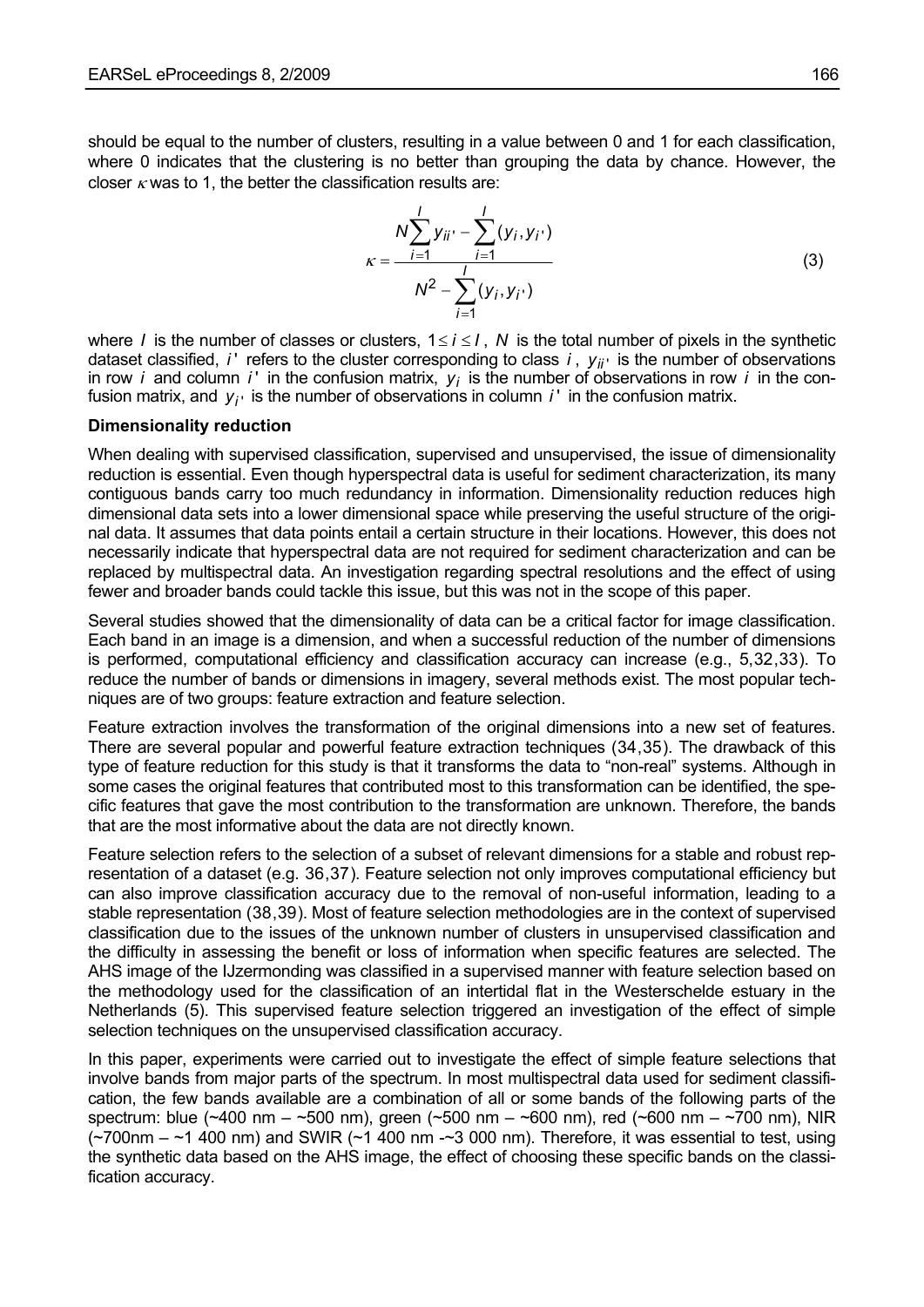should be equal to the number of clusters, resulting in a value between 0 and 1 for each classification, where 0 indicates that the clustering is no better than grouping the data by chance. However, the closer $\kappa$ was to 1, the better the classification results are:

$$\kappa = \frac{N\sum_{i=1}^{I} y_{ii'} - \sum_{i=1}^{I}(y_i, y_{i'})}{N^2 - \sum_{i=1}^{I}(y_i, y_{i'})} \tag{3}$$

where $I$ is the number of classes or clusters, $1 \leq i \leq I$, $N$ is the total number of pixels in the synthetic dataset classified, $i'$ refers to the cluster corresponding to class $i$, $y_{ii'}$ is the number of observations in row $i$ and column $i'$ in the confusion matrix, $y_i$ is the number of observations in row $i$ in the confusion matrix, and $y_{i'}$ is the number of observations in column $i'$ in the confusion matrix.

**Dimensionality reduction**

When dealing with supervised classification, supervised and unsupervised, the issue of dimensionality reduction is essential. Even though hyperspectral data is useful for sediment characterization, its many contiguous bands carry too much redundancy in information. Dimensionality reduction reduces high dimensional data sets into a lower dimensional space while preserving the useful structure of the original data. It assumes that data points entail a certain structure in their locations. However, this does not necessarily indicate that hyperspectral data are not required for sediment characterization and can be replaced by multispectral data. An investigation regarding spectral resolutions and the effect of using fewer and broader bands could tackle this issue, but this was not in the scope of this paper.

Several studies showed that the dimensionality of data can be a critical factor for image classification. Each band in an image is a dimension, and when a successful reduction of the number of dimensions is performed, computational efficiency and classification accuracy can increase (e.g., 5,32,33). To reduce the number of bands or dimensions in imagery, several methods exist. The most popular techniques are of two groups: feature extraction and feature selection.

Feature extraction involves the transformation of the original dimensions into a new set of features. There are several popular and powerful feature extraction techniques (34,35). The drawback of this type of feature reduction for this study is that it transforms the data to "non-real" systems. Although in some cases the original features that contributed most to this transformation can be identified, the specific features that gave the most contribution to the transformation are unknown. Therefore, the bands that are the most informative about the data are not directly known.

Feature selection refers to the selection of a subset of relevant dimensions for a stable and robust representation of a dataset (e.g. 36,37). Feature selection not only improves computational efficiency but can also improve classification accuracy due to the removal of non-useful information, leading to a stable representation (38,39). Most of feature selection methodologies are in the context of supervised classification due to the issues of the unknown number of clusters in unsupervised classification and the difficulty in assessing the benefit or loss of information when specific features are selected. The AHS image of the IJzermonding was classified in a supervised manner with feature selection based on the methodology used for the classification of an intertidal flat in the Westerschelde estuary in the Netherlands (5). This supervised feature selection triggered an investigation of the effect of simple selection techniques on the unsupervised classification accuracy.

In this paper, experiments were carried out to investigate the effect of simple feature selections that involve bands from major parts of the spectrum. In most multispectral data used for sediment classification, the few bands available are a combination of all or some bands of the following parts of the spectrum: blue (~400 nm – ~500 nm), green (~500 nm – ~600 nm), red (~600 nm – ~700 nm), NIR (~700nm – ~1 400 nm) and SWIR (~1 400 nm -~3 000 nm). Therefore, it was essential to test, using the synthetic data based on the AHS image, the effect of choosing these specific bands on the classification accuracy.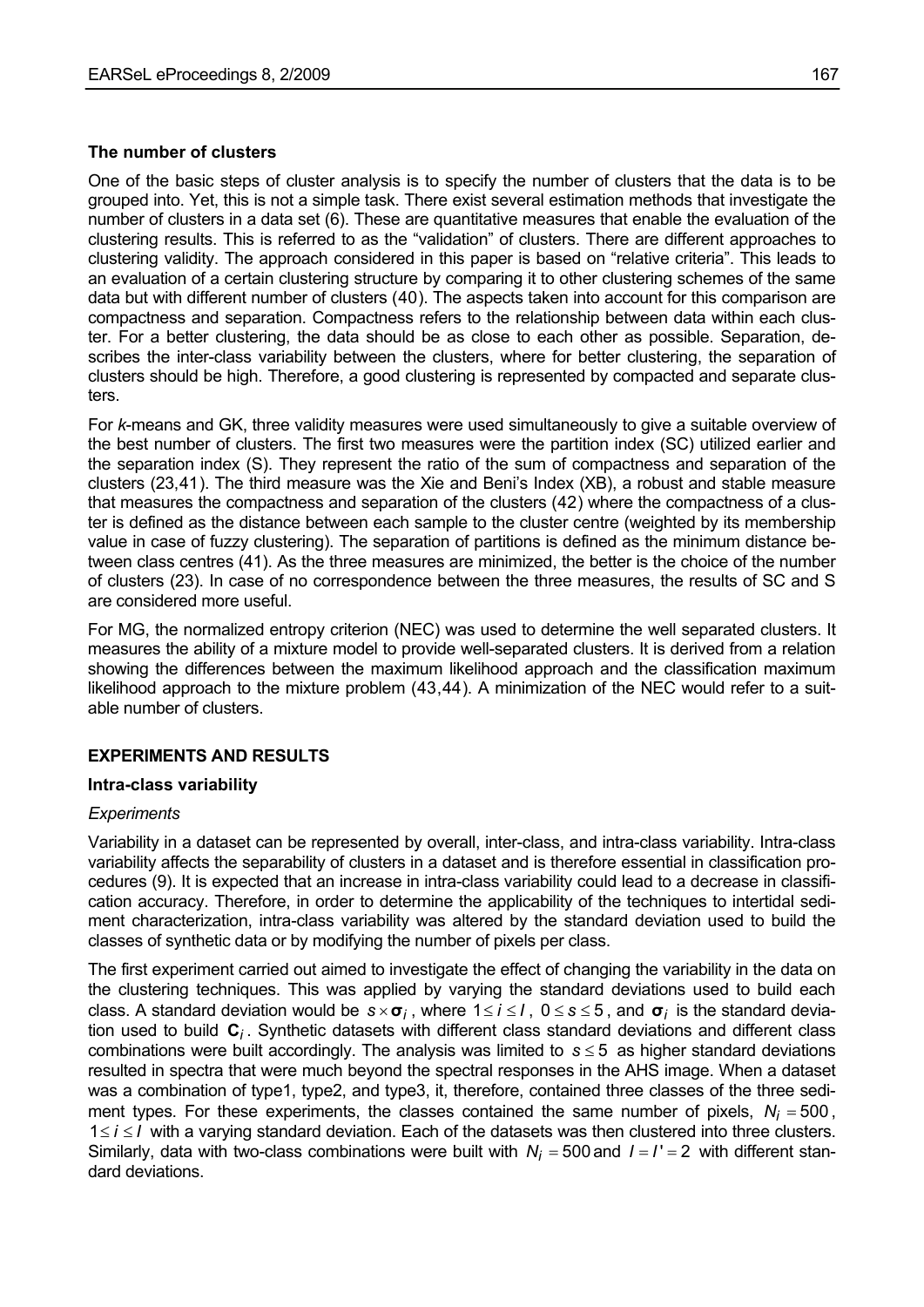### The number of clusters

One of the basic steps of cluster analysis is to specify the number of clusters that the data is to be grouped into. Yet, this is not a simple task. There exist several estimation methods that investigate the number of clusters in a data set (6). These are quantitative measures that enable the evaluation of the clustering results. This is referred to as the "validation" of clusters. There are different approaches to clustering validity. The approach considered in this paper is based on "relative criteria". This leads to an evaluation of a certain clustering structure by comparing it to other clustering schemes of the same data but with different number of clusters (40). The aspects taken into account for this comparison are compactness and separation. Compactness refers to the relationship between data within each cluster. For a better clustering, the data should be as close to each other as possible. Separation, describes the inter-class variability between the clusters, where for better clustering, the separation of clusters should be high. Therefore, a good clustering is represented by compacted and separate clusters.

For *k*-means and GK, three validity measures were used simultaneously to give a suitable overview of the best number of clusters. The first two measures were the partition index (SC) utilized earlier and the separation index (S). They represent the ratio of the sum of compactness and separation of the clusters (23,41). The third measure was the Xie and Beni's Index (XB), a robust and stable measure that measures the compactness and separation of the clusters (42) where the compactness of a cluster is defined as the distance between each sample to the cluster centre (weighted by its membership value in case of fuzzy clustering). The separation of partitions is defined as the minimum distance between class centres (41). As the three measures are minimized, the better is the choice of the number of clusters (23). In case of no correspondence between the three measures, the results of SC and S are considered more useful.

For MG, the normalized entropy criterion (NEC) was used to determine the well separated clusters. It measures the ability of a mixture model to provide well-separated clusters. It is derived from a relation showing the differences between the maximum likelihood approach and the classification maximum likelihood approach to the mixture problem (43,44). A minimization of the NEC would refer to a suitable number of clusters.

## EXPERIMENTS AND RESULTS

### Intra-class variability

#### *Experiments*

Variability in a dataset can be represented by overall, inter-class, and intra-class variability. Intra-class variability affects the separability of clusters in a dataset and is therefore essential in classification procedures (9). It is expected that an increase in intra-class variability could lead to a decrease in classification accuracy. Therefore, in order to determine the applicability of the techniques to intertidal sediment characterization, intra-class variability was altered by the standard deviation used to build the classes of synthetic data or by modifying the number of pixels per class.

The first experiment carried out aimed to investigate the effect of changing the variability in the data on the clustering techniques. This was applied by varying the standard deviations used to build each class. A standard deviation would be $s \times \boldsymbol{\sigma}_i$, where $1 \leq i \leq I$, $0 \leq s \leq 5$, and $\boldsymbol{\sigma}_i$ is the standard deviation used to build $\mathbf{C}_i$. Synthetic datasets with different class standard deviations and different class combinations were built accordingly. The analysis was limited to $s \leq 5$ as higher standard deviations resulted in spectra that were much beyond the spectral responses in the AHS image. When a dataset was a combination of type1, type2, and type3, it, therefore, contained three classes of the three sediment types. For these experiments, the classes contained the same number of pixels, $N_i = 500$, $1 \leq i \leq I$ with a varying standard deviation. Each of the datasets was then clustered into three clusters. Similarly, data with two-class combinations were built with $N_i = 500$ and $I = I' = 2$ with different standard deviations.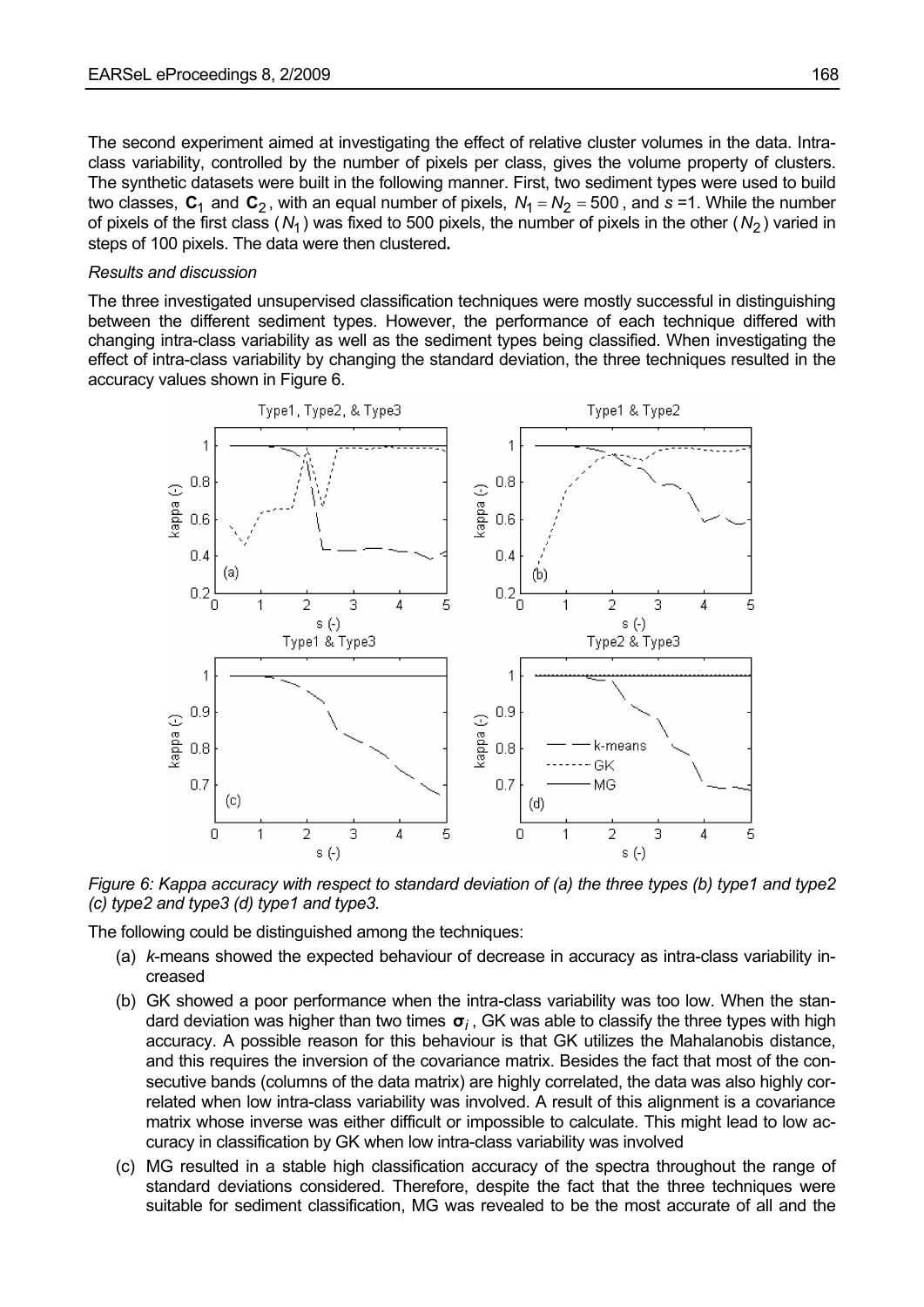The second experiment aimed at investigating the effect of relative cluster volumes in the data. Intra-class variability, controlled by the number of pixels per class, gives the volume property of clusters. The synthetic datasets were built in the following manner. First, two sediment types were used to build two classes, $\mathbf{C}_1$ and $\mathbf{C}_2$, with an equal number of pixels, $N_1 = N_2 = 500$, and $s$ =1. While the number of pixels of the first class ($N_1$) was fixed to 500 pixels, the number of pixels in the other ($N_2$) varied in steps of 100 pixels. The data were then clustered**.**

*Results and discussion*

The three investigated unsupervised classification techniques were mostly successful in distinguishing between the different sediment types. However, the performance of each technique differed with changing intra-class variability as well as the sediment types being classified. When investigating the effect of intra-class variability by changing the standard deviation, the three techniques resulted in the accuracy values shown in Figure 6.

*Figure 6: Kappa accuracy with respect to standard deviation of (a) the three types (b) type1 and type2 (c) type2 and type3 (d) type1 and type3.*

The following could be distinguished among the techniques:

(a) *k*-means showed the expected behaviour of decrease in accuracy as intra-class variability increased

(b) GK showed a poor performance when the intra-class variability was too low. When the standard deviation was higher than two times $\boldsymbol{\sigma}_i$, GK was able to classify the three types with high accuracy. A possible reason for this behaviour is that GK utilizes the Mahalanobis distance, and this requires the inversion of the covariance matrix. Besides the fact that most of the consecutive bands (columns of the data matrix) are highly correlated, the data was also highly correlated when low intra-class variability was involved. A result of this alignment is a covariance matrix whose inverse was either difficult or impossible to calculate. This might lead to low accuracy in classification by GK when low intra-class variability was involved

(c) MG resulted in a stable high classification accuracy of the spectra throughout the range of standard deviations considered. Therefore, despite the fact that the three techniques were suitable for sediment classification, MG was revealed to be the most accurate of all and the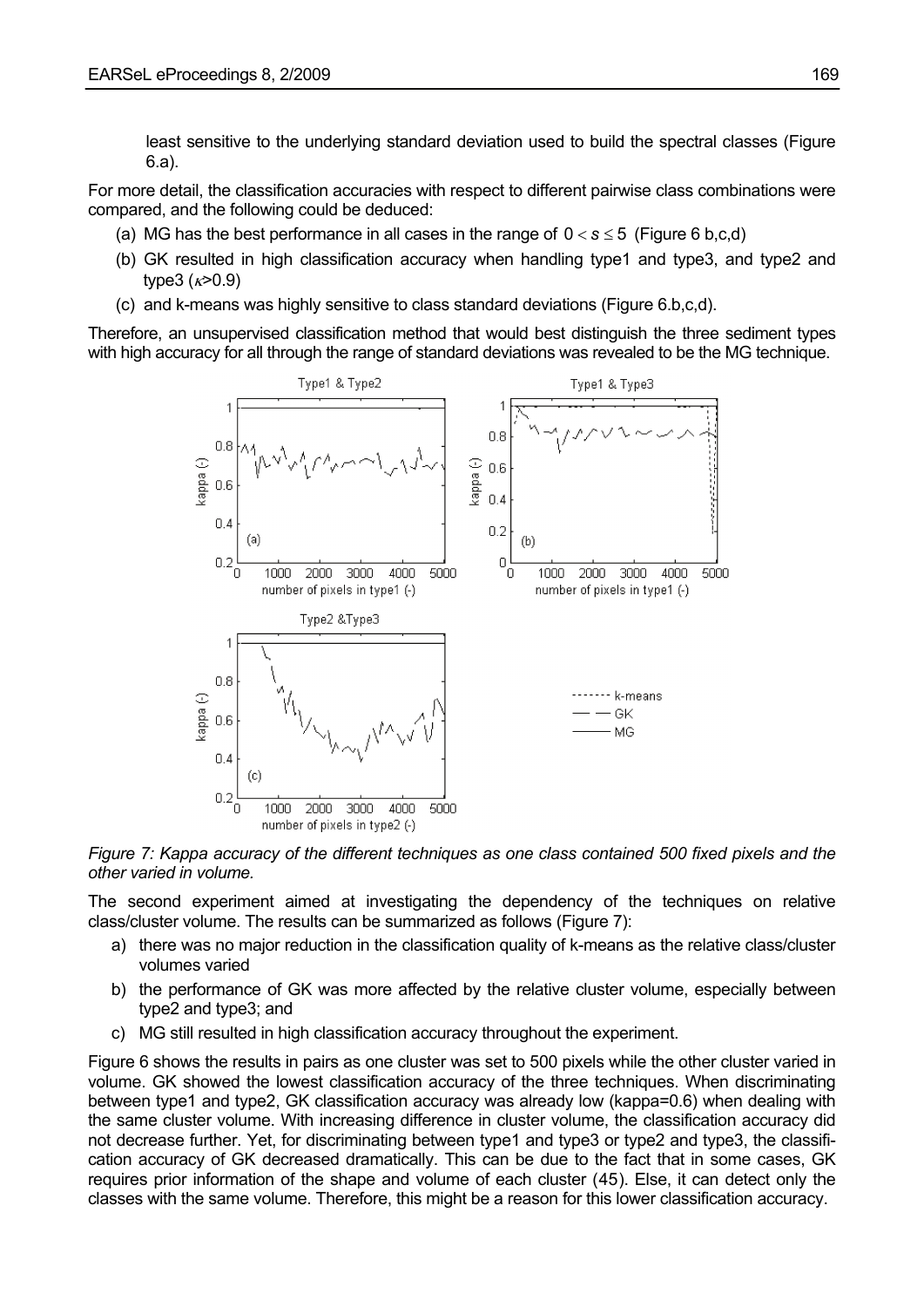least sensitive to the underlying standard deviation used to build the spectral classes (Figure 6.a).

For more detail, the classification accuracies with respect to different pairwise class combinations were compared, and the following could be deduced:

(a) MG has the best performance in all cases in the range of $0 < s \leq 5$ (Figure 6 b,c,d)

(b) GK resulted in high classification accuracy when handling type1 and type3, and type2 and type3 ($\kappa$>0.9)

(c) and k-means was highly sensitive to class standard deviations (Figure 6.b,c,d).

Therefore, an unsupervised classification method that would best distinguish the three sediment types with high accuracy for all through the range of standard deviations was revealed to be the MG technique.

*Figure 7: Kappa accuracy of the different techniques as one class contained 500 fixed pixels and the other varied in volume.*

The second experiment aimed at investigating the dependency of the techniques on relative class/cluster volume. The results can be summarized as follows (Figure 7):

a) there was no major reduction in the classification quality of k-means as the relative class/cluster volumes varied

b) the performance of GK was more affected by the relative cluster volume, especially between type2 and type3; and

c) MG still resulted in high classification accuracy throughout the experiment.

Figure 6 shows the results in pairs as one cluster was set to 500 pixels while the other cluster varied in volume. GK showed the lowest classification accuracy of the three techniques. When discriminating between type1 and type2, GK classification accuracy was already low (kappa=0.6) when dealing with the same cluster volume. With increasing difference in cluster volume, the classification accuracy did not decrease further. Yet, for discriminating between type1 and type3 or type2 and type3, the classification accuracy of GK decreased dramatically. This can be due to the fact that in some cases, GK requires prior information of the shape and volume of each cluster (45). Else, it can detect only the classes with the same volume. Therefore, this might be a reason for this lower classification accuracy.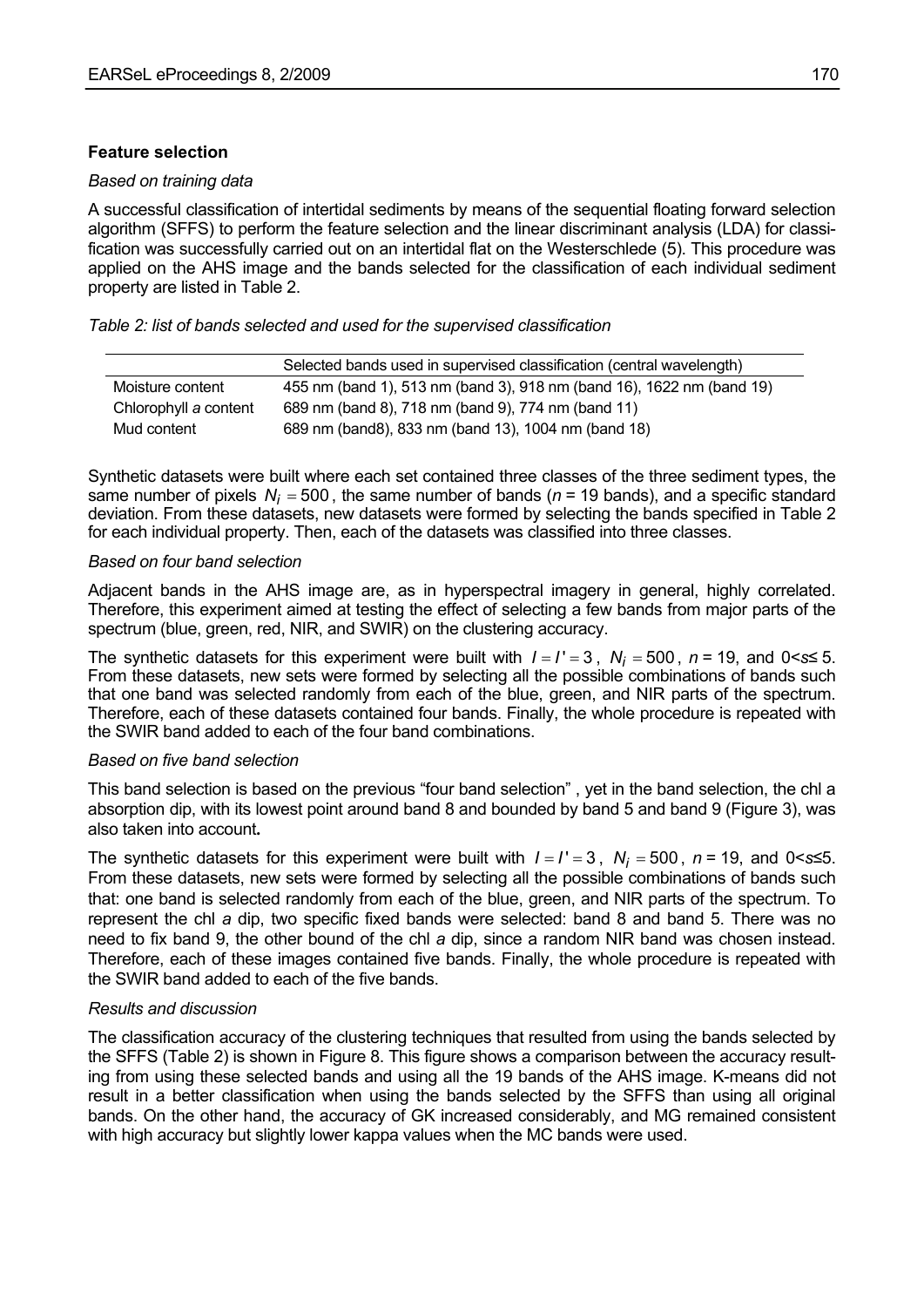**Feature selection**

*Based on training data*

A successful classification of intertidal sediments by means of the sequential floating forward selection algorithm (SFFS) to perform the feature selection and the linear discriminant analysis (LDA) for classification was successfully carried out on an intertidal flat on the Westerschlede (5). This procedure was applied on the AHS image and the bands selected for the classification of each individual sediment property are listed in Table 2.

*Table 2: list of bands selected and used for the supervised classification*

| | Selected bands used in supervised classification (central wavelength) |
|---|---|
| Moisture content | 455 nm (band 1), 513 nm (band 3), 918 nm (band 16), 1622 nm (band 19) |
| Chlorophyll *a* content | 689 nm (band 8), 718 nm (band 9), 774 nm (band 11) |
| Mud content | 689 nm (band8), 833 nm (band 13), 1004 nm (band 18) |

Synthetic datasets were built where each set contained three classes of the three sediment types, the same number of pixels $N_i = 500$, the same number of bands ($n$ = 19 bands), and a specific standard deviation. From these datasets, new datasets were formed by selecting the bands specified in Table 2 for each individual property. Then, each of the datasets was classified into three classes.

*Based on four band selection*

Adjacent bands in the AHS image are, as in hyperspectral imagery in general, highly correlated. Therefore, this experiment aimed at testing the effect of selecting a few bands from major parts of the spectrum (blue, green, red, NIR, and SWIR) on the clustering accuracy.

The synthetic datasets for this experiment were built with $I = I' = 3$, $N_i = 500$, $n$ = 19, and $0 < s \leq 5$. From these datasets, new sets were formed by selecting all the possible combinations of bands such that one band was selected randomly from each of the blue, green, and NIR parts of the spectrum. Therefore, each of these datasets contained four bands. Finally, the whole procedure is repeated with the SWIR band added to each of the four band combinations.

*Based on five band selection*

This band selection is based on the previous "four band selection" , yet in the band selection, the chl a absorption dip, with its lowest point around band 8 and bounded by band 5 and band 9 (Figure 3), was also taken into account**.**

The synthetic datasets for this experiment were built with $I = I' = 3$, $N_i = 500$, $n$ = 19, and $0 < s \leq 5$. From these datasets, new sets were formed by selecting all the possible combinations of bands such that: one band is selected randomly from each of the blue, green, and NIR parts of the spectrum. To represent the chl *a* dip, two specific fixed bands were selected: band 8 and band 5. There was no need to fix band 9, the other bound of the chl *a* dip, since a random NIR band was chosen instead. Therefore, each of these images contained five bands. Finally, the whole procedure is repeated with the SWIR band added to each of the five bands.

*Results and discussion*

The classification accuracy of the clustering techniques that resulted from using the bands selected by the SFFS (Table 2) is shown in Figure 8. This figure shows a comparison between the accuracy resulting from using these selected bands and using all the 19 bands of the AHS image. K-means did not result in a better classification when using the bands selected by the SFFS than using all original bands. On the other hand, the accuracy of GK increased considerably, and MG remained consistent with high accuracy but slightly lower kappa values when the MC bands were used.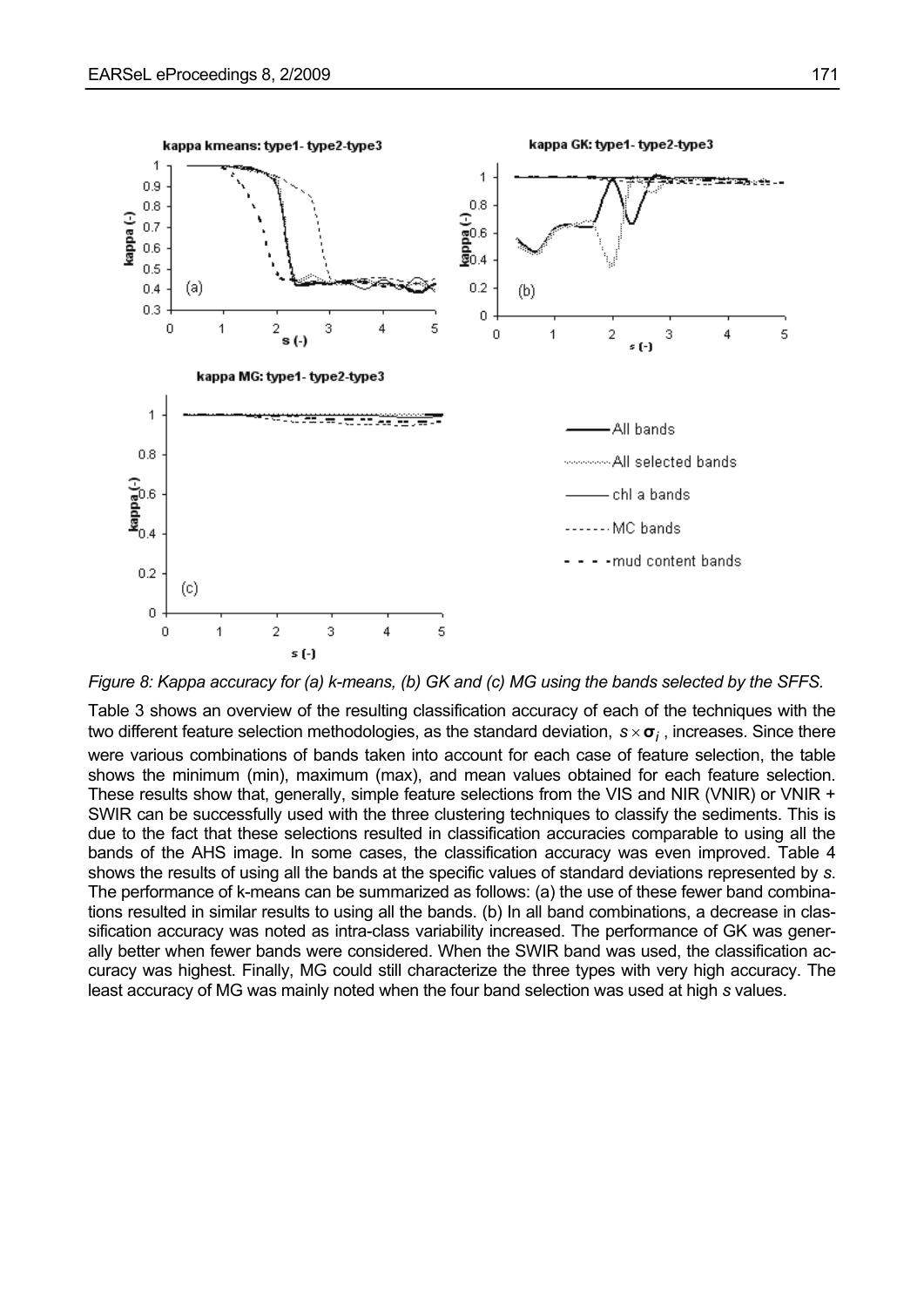*Figure 8: Kappa accuracy for (a) k-means, (b) GK and (c) MG using the bands selected by the SFFS.*

Table 3 shows an overview of the resulting classification accuracy of each of the techniques with the two different feature selection methodologies, as the standard deviation, $s \times \boldsymbol{\sigma}_i$, increases. Since there were various combinations of bands taken into account for each case of feature selection, the table shows the minimum (min), maximum (max), and mean values obtained for each feature selection. These results show that, generally, simple feature selections from the VIS and NIR (VNIR) or VNIR + SWIR can be successfully used with the three clustering techniques to classify the sediments. This is due to the fact that these selections resulted in classification accuracies comparable to using all the bands of the AHS image. In some cases, the classification accuracy was even improved. Table 4 shows the results of using all the bands at the specific values of standard deviations represented by *s*. The performance of k-means can be summarized as follows: (a) the use of these fewer band combinations resulted in similar results to using all the bands. (b) In all band combinations, a decrease in classification accuracy was noted as intra-class variability increased. The performance of GK was generally better when fewer bands were considered. When the SWIR band was used, the classification accuracy was highest. Finally, MG could still characterize the three types with very high accuracy. The least accuracy of MG was mainly noted when the four band selection was used at high *s* values.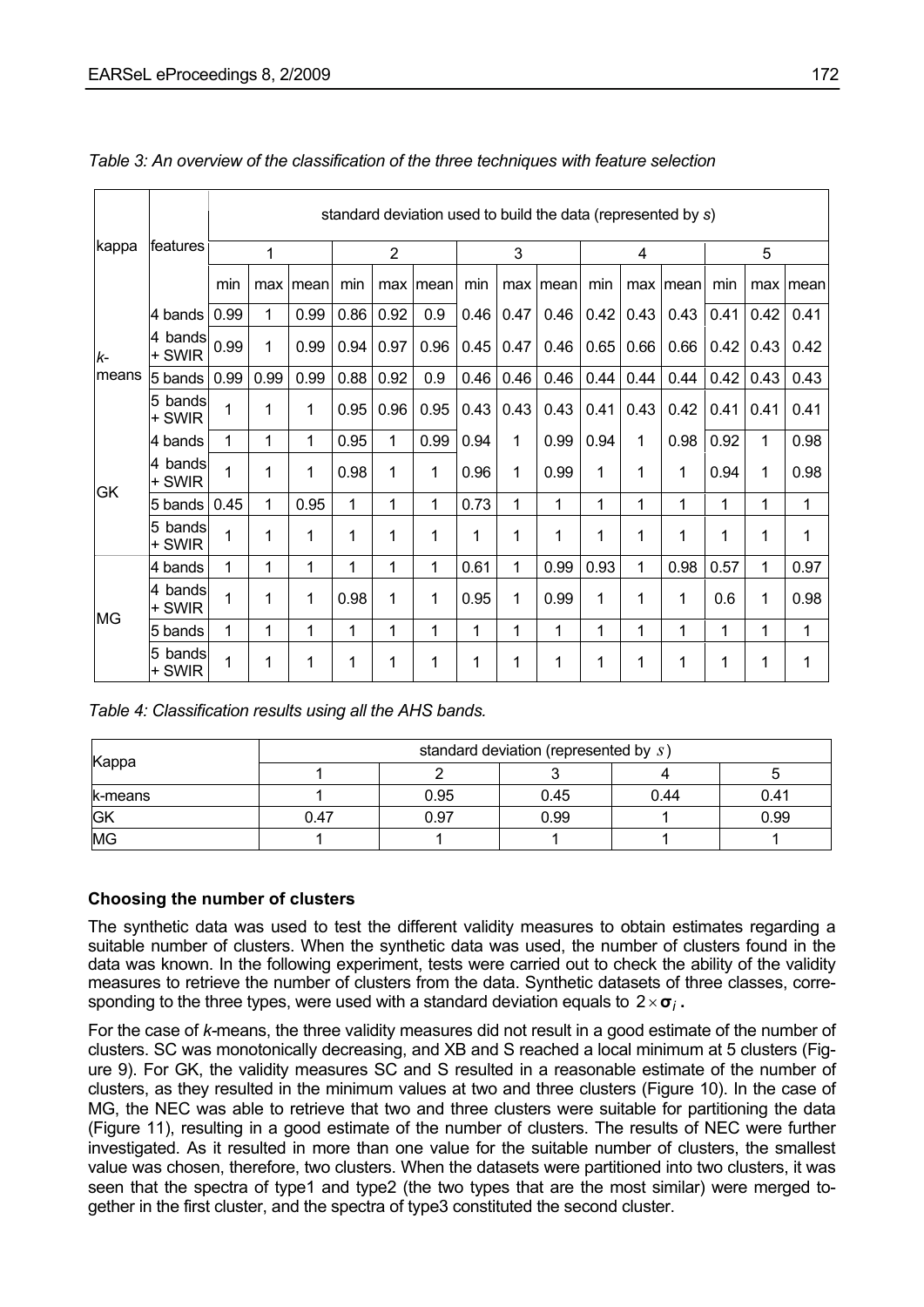*Table 3: An overview of the classification of the three techniques with feature selection*

| kappa | features | standard deviation used to build the data (represented by *s*) | | | | | | | | | | | | | | |
|---|---|---|---|---|---|---|---|---|---|---|---|---|---|---|---|---|
| | | 1 | | | 2 | | | 3 | | | 4 | | | 5 | | |
| | | min | max | mean | min | max | mean | min | max | mean | min | max | mean | min | max | mean |
| *k*-means | 4 bands | 0.99 | 1 | 0.99 | 0.86 | 0.92 | 0.9 | 0.46 | 0.47 | 0.46 | 0.42 | 0.43 | 0.43 | 0.41 | 0.42 | 0.41 |
| | 4 bands + SWIR | 0.99 | 1 | 0.99 | 0.94 | 0.97 | 0.96 | 0.45 | 0.47 | 0.46 | 0.65 | 0.66 | 0.66 | 0.42 | 0.43 | 0.42 |
| | 5 bands | 0.99 | 0.99 | 0.99 | 0.88 | 0.92 | 0.9 | 0.46 | 0.46 | 0.46 | 0.44 | 0.44 | 0.44 | 0.42 | 0.43 | 0.43 |
| | 5 bands + SWIR | 1 | 1 | 1 | 0.95 | 0.96 | 0.95 | 0.43 | 0.43 | 0.43 | 0.41 | 0.43 | 0.42 | 0.41 | 0.41 | 0.41 |
| GK | 4 bands | 1 | 1 | 1 | 0.95 | 1 | 0.99 | 0.94 | 1 | 0.99 | 0.94 | 1 | 0.98 | 0.92 | 1 | 0.98 |
| | 4 bands + SWIR | 1 | 1 | 1 | 0.98 | 1 | 1 | 0.96 | 1 | 0.99 | 1 | 1 | 1 | 0.94 | 1 | 0.98 |
| | 5 bands | 0.45 | 1 | 0.95 | 1 | 1 | 1 | 0.73 | 1 | 1 | 1 | 1 | 1 | 1 | 1 | 1 |
| | 5 bands + SWIR | 1 | 1 | 1 | 1 | 1 | 1 | 1 | 1 | 1 | 1 | 1 | 1 | 1 | 1 | 1 |
| MG | 4 bands | 1 | 1 | 1 | 1 | 1 | 1 | 0.61 | 1 | 0.99 | 0.93 | 1 | 0.98 | 0.57 | 1 | 0.97 |
| | 4 bands + SWIR | 1 | 1 | 1 | 0.98 | 1 | 1 | 0.95 | 1 | 0.99 | 1 | 1 | 1 | 0.6 | 1 | 0.98 |
| | 5 bands | 1 | 1 | 1 | 1 | 1 | 1 | 1 | 1 | 1 | 1 | 1 | 1 | 1 | 1 | 1 |
| | 5 bands + SWIR | 1 | 1 | 1 | 1 | 1 | 1 | 1 | 1 | 1 | 1 | 1 | 1 | 1 | 1 | 1 |

*Table 4: Classification results using all the AHS bands.*

| Kappa | standard deviation (represented by $s$) | | | | |
|---|---|---|---|---|---|
| | 1 | 2 | 3 | 4 | 5 |
| k-means | 1 | 0.95 | 0.45 | 0.44 | 0.41 |
| GK | 0.47 | 0.97 | 0.99 | 1 | 0.99 |
| MG | 1 | 1 | 1 | 1 | 1 |

### Choosing the number of clusters

The synthetic data was used to test the different validity measures to obtain estimates regarding a suitable number of clusters. When the synthetic data was used, the number of clusters found in the data was known. In the following experiment, tests were carried out to check the ability of the validity measures to retrieve the number of clusters from the data. Synthetic datasets of three classes, corresponding to the three types, were used with a standard deviation equals to $2 \times \boldsymbol{\sigma}_i$.

For the case of *k*-means, the three validity measures did not result in a good estimate of the number of clusters. SC was monotonically decreasing, and XB and S reached a local minimum at 5 clusters (Figure 9). For GK, the validity measures SC and S resulted in a reasonable estimate of the number of clusters, as they resulted in the minimum values at two and three clusters (Figure 10). In the case of MG, the NEC was able to retrieve that two and three clusters were suitable for partitioning the data (Figure 11), resulting in a good estimate of the number of clusters. The results of NEC were further investigated. As it resulted in more than one value for the suitable number of clusters, the smallest value was chosen, therefore, two clusters. When the datasets were partitioned into two clusters, it was seen that the spectra of type1 and type2 (the two types that are the most similar) were merged together in the first cluster, and the spectra of type3 constituted the second cluster.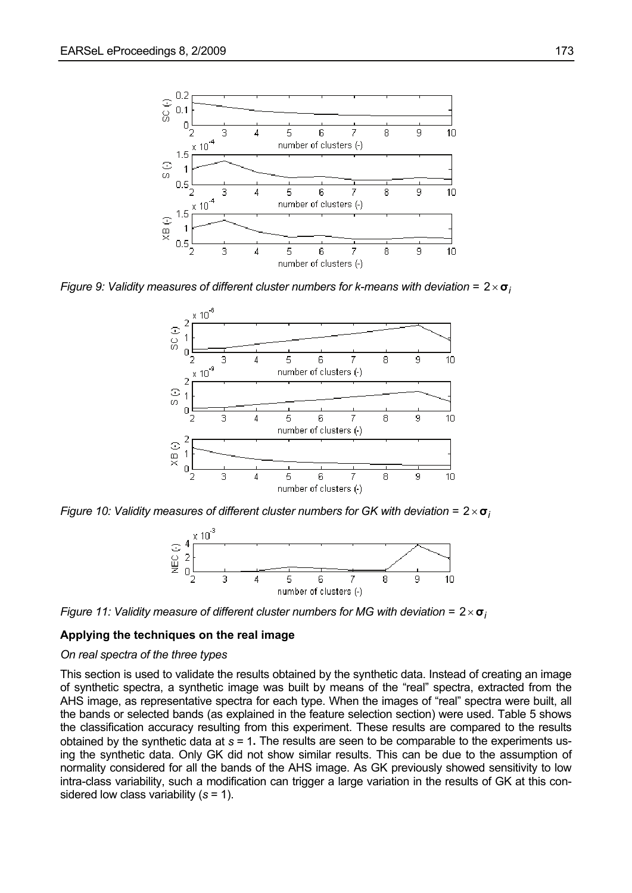*Figure 9: Validity measures of different cluster numbers for k-means with deviation = $2 \times \boldsymbol{\sigma}_i$*

*Figure 10: Validity measures of different cluster numbers for GK with deviation = $2 \times \boldsymbol{\sigma}_i$*

*Figure 11: Validity measure of different cluster numbers for MG with deviation = $2 \times \boldsymbol{\sigma}_i$*

### Applying the techniques on the real image

*On real spectra of the three types*

This section is used to validate the results obtained by the synthetic data. Instead of creating an image of synthetic spectra, a synthetic image was built by means of the "real" spectra, extracted from the AHS image, as representative spectra for each type. When the images of "real" spectra were built, all the bands or selected bands (as explained in the feature selection section) were used. Table 5 shows the classification accuracy resulting from this experiment. These results are compared to the results obtained by the synthetic data at $s = 1$**.** The results are seen to be comparable to the experiments using the synthetic data. Only GK did not show similar results. This can be due to the assumption of normality considered for all the bands of the AHS image. As GK previously showed sensitivity to low intra-class variability, such a modification can trigger a large variation in the results of GK at this considered low class variability ($s = 1$).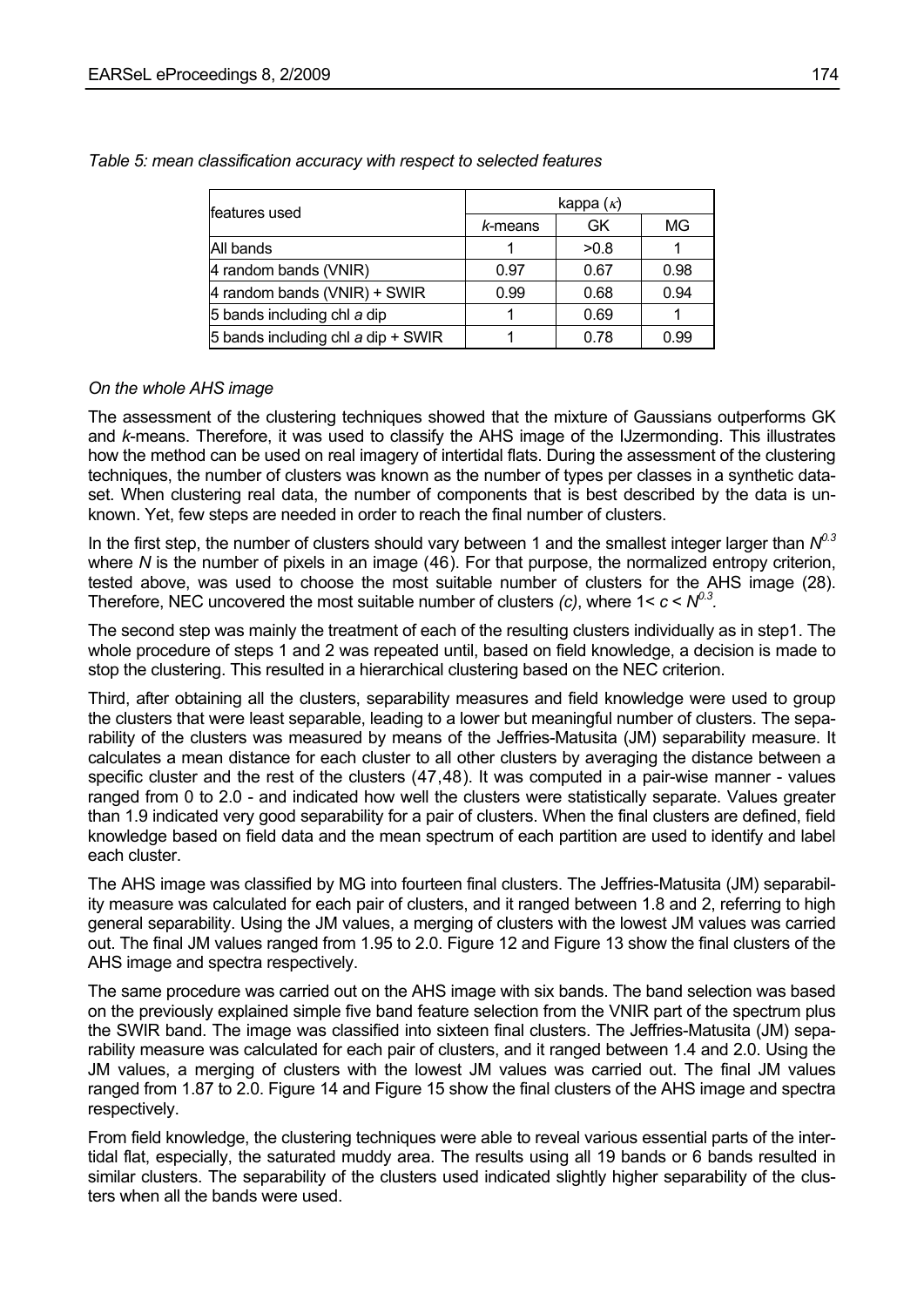*Table 5: mean classification accuracy with respect to selected features*

| features used | kappa ($\kappa$) | | |
|---|---|---|---|
| | *k*-means | GK | MG |
| All bands | 1 | >0.8 | 1 |
| 4 random bands (VNIR) | 0.97 | 0.67 | 0.98 |
| 4 random bands (VNIR) + SWIR | 0.99 | 0.68 | 0.94 |
| 5 bands including chl *a* dip | 1 | 0.69 | 1 |
| 5 bands including chl *a* dip + SWIR | 1 | 0.78 | 0.99 |

*On the whole AHS image*

The assessment of the clustering techniques showed that the mixture of Gaussians outperforms GK and *k*-means. Therefore, it was used to classify the AHS image of the IJzermonding. This illustrates how the method can be used on real imagery of intertidal flats. During the assessment of the clustering techniques, the number of clusters was known as the number of types per classes in a synthetic dataset. When clustering real data, the number of components that is best described by the data is unknown. Yet, few steps are needed in order to reach the final number of clusters.

In the first step, the number of clusters should vary between 1 and the smallest integer larger than $N^{0.3}$ where $N$ is the number of pixels in an image (46). For that purpose, the normalized entropy criterion, tested above, was used to choose the most suitable number of clusters for the AHS image (28). Therefore, NEC uncovered the most suitable number of clusters *(c)*, where $1 < c < N^{0.3}$.

The second step was mainly the treatment of each of the resulting clusters individually as in step1. The whole procedure of steps 1 and 2 was repeated until, based on field knowledge, a decision is made to stop the clustering. This resulted in a hierarchical clustering based on the NEC criterion.

Third, after obtaining all the clusters, separability measures and field knowledge were used to group the clusters that were least separable, leading to a lower but meaningful number of clusters. The separability of the clusters was measured by means of the Jeffries-Matusita (JM) separability measure. It calculates a mean distance for each cluster to all other clusters by averaging the distance between a specific cluster and the rest of the clusters (47,48). It was computed in a pair-wise manner - values ranged from 0 to 2.0 - and indicated how well the clusters were statistically separate. Values greater than 1.9 indicated very good separability for a pair of clusters. When the final clusters are defined, field knowledge based on field data and the mean spectrum of each partition are used to identify and label each cluster.

The AHS image was classified by MG into fourteen final clusters. The Jeffries-Matusita (JM) separability measure was calculated for each pair of clusters, and it ranged between 1.8 and 2, referring to high general separability. Using the JM values, a merging of clusters with the lowest JM values was carried out. The final JM values ranged from 1.95 to 2.0. Figure 12 and Figure 13 show the final clusters of the AHS image and spectra respectively.

The same procedure was carried out on the AHS image with six bands. The band selection was based on the previously explained simple five band feature selection from the VNIR part of the spectrum plus the SWIR band. The image was classified into sixteen final clusters. The Jeffries-Matusita (JM) separability measure was calculated for each pair of clusters, and it ranged between 1.4 and 2.0. Using the JM values, a merging of clusters with the lowest JM values was carried out. The final JM values ranged from 1.87 to 2.0. Figure 14 and Figure 15 show the final clusters of the AHS image and spectra respectively.

From field knowledge, the clustering techniques were able to reveal various essential parts of the intertidal flat, especially, the saturated muddy area. The results using all 19 bands or 6 bands resulted in similar clusters. The separability of the clusters used indicated slightly higher separability of the clusters when all the bands were used.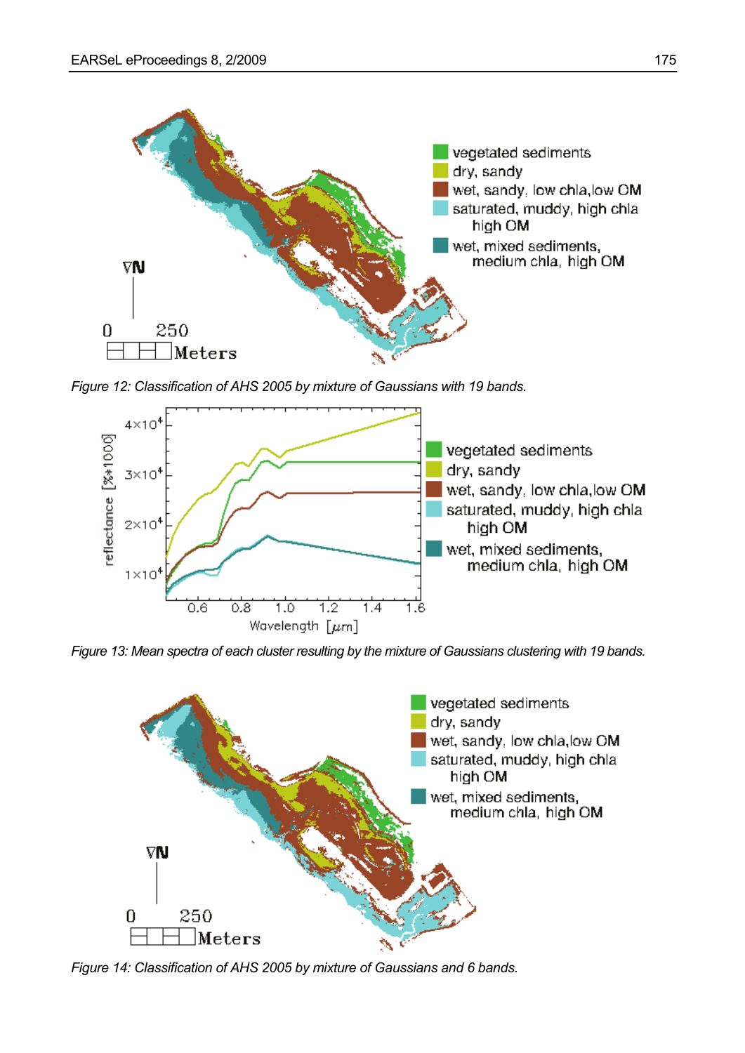Figure 12: Classification of AHS 2005 by mixture of Gaussians with 19 bands.

Figure 13: Mean spectra of each cluster resulting by the mixture of Gaussians clustering with 19 bands.

Figure 14: Classification of AHS 2005 by mixture of Gaussians and 6 bands.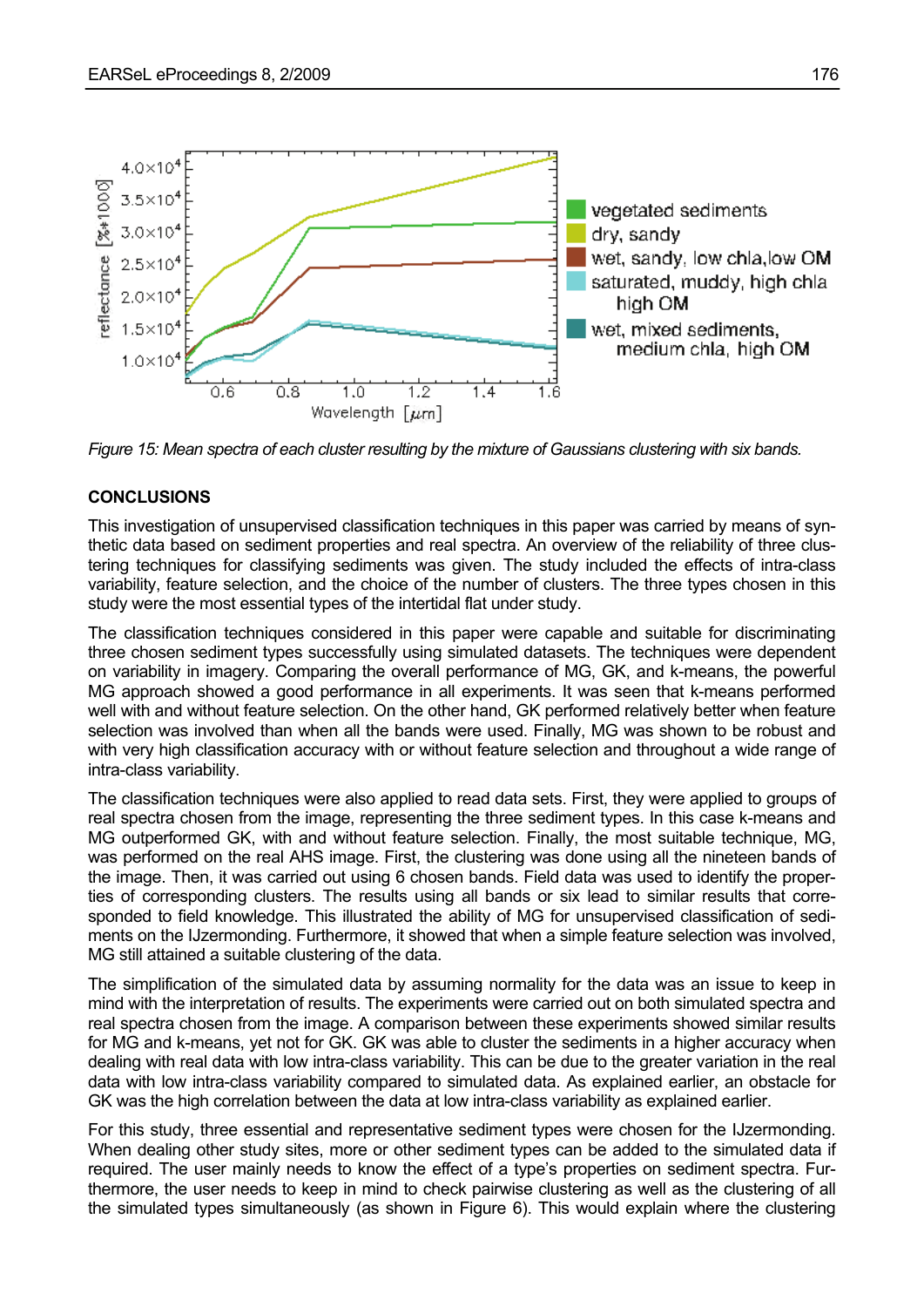*Figure 15: Mean spectra of each cluster resulting by the mixture of Gaussians clustering with six bands.*

## CONCLUSIONS

This investigation of unsupervised classification techniques in this paper was carried by means of synthetic data based on sediment properties and real spectra. An overview of the reliability of three clustering techniques for classifying sediments was given. The study included the effects of intra-class variability, feature selection, and the choice of the number of clusters. The three types chosen in this study were the most essential types of the intertidal flat under study.

The classification techniques considered in this paper were capable and suitable for discriminating three chosen sediment types successfully using simulated datasets. The techniques were dependent on variability in imagery. Comparing the overall performance of MG, GK, and k-means, the powerful MG approach showed a good performance in all experiments. It was seen that k-means performed well with and without feature selection. On the other hand, GK performed relatively better when feature selection was involved than when all the bands were used. Finally, MG was shown to be robust and with very high classification accuracy with or without feature selection and throughout a wide range of intra-class variability.

The classification techniques were also applied to read data sets. First, they were applied to groups of real spectra chosen from the image, representing the three sediment types. In this case k-means and MG outperformed GK, with and without feature selection. Finally, the most suitable technique, MG, was performed on the real AHS image. First, the clustering was done using all the nineteen bands of the image. Then, it was carried out using 6 chosen bands. Field data was used to identify the properties of corresponding clusters. The results using all bands or six lead to similar results that corresponded to field knowledge. This illustrated the ability of MG for unsupervised classification of sediments on the IJzermonding. Furthermore, it showed that when a simple feature selection was involved, MG still attained a suitable clustering of the data.

The simplification of the simulated data by assuming normality for the data was an issue to keep in mind with the interpretation of results. The experiments were carried out on both simulated spectra and real spectra chosen from the image. A comparison between these experiments showed similar results for MG and k-means, yet not for GK. GK was able to cluster the sediments in a higher accuracy when dealing with real data with low intra-class variability. This can be due to the greater variation in the real data with low intra-class variability compared to simulated data. As explained earlier, an obstacle for GK was the high correlation between the data at low intra-class variability as explained earlier.

For this study, three essential and representative sediment types were chosen for the IJzermonding. When dealing other study sites, more or other sediment types can be added to the simulated data if required. The user mainly needs to know the effect of a type's properties on sediment spectra. Furthermore, the user needs to keep in mind to check pairwise clustering as well as the clustering of all the simulated types simultaneously (as shown in Figure 6). This would explain where the clustering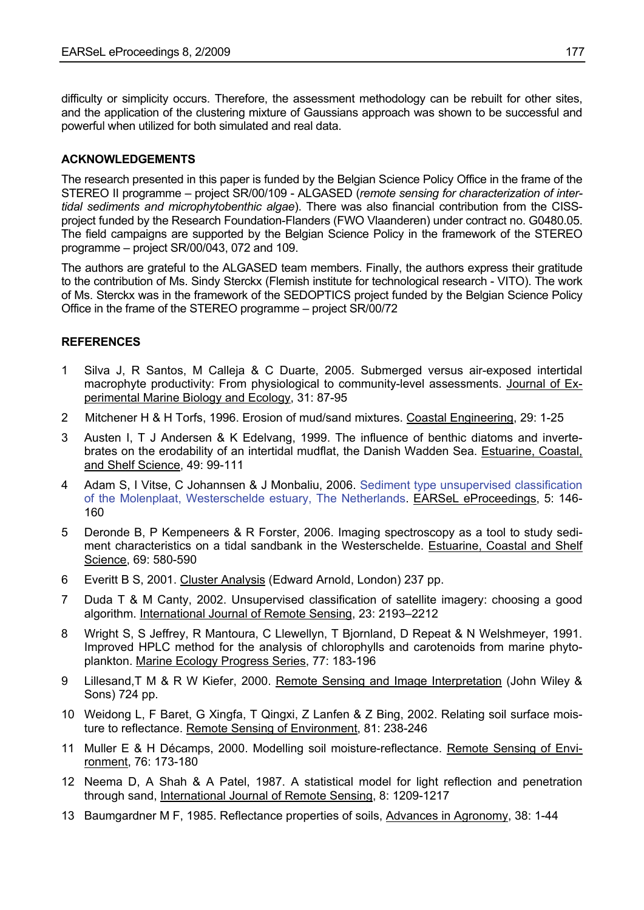difficulty or simplicity occurs. Therefore, the assessment methodology can be rebuilt for other sites, and the application of the clustering mixture of Gaussians approach was shown to be successful and powerful when utilized for both simulated and real data.

## ACKNOWLEDGEMENTS

The research presented in this paper is funded by the Belgian Science Policy Office in the frame of the STEREO II programme – project SR/00/109 - ALGASED (*remote sensing for characterization of intertidal sediments and microphytobenthic algae*). There was also financial contribution from the CISS-project funded by the Research Foundation-Flanders (FWO Vlaanderen) under contract no. G0480.05. The field campaigns are supported by the Belgian Science Policy in the framework of the STEREO programme – project SR/00/043, 072 and 109.

The authors are grateful to the ALGASED team members. Finally, the authors express their gratitude to the contribution of Ms. Sindy Sterckx (Flemish institute for technological research - VITO). The work of Ms. Sterckx was in the framework of the SEDOPTICS project funded by the Belgian Science Policy Office in the frame of the STEREO programme – project SR/00/72

## REFERENCES

1. Silva J, R Santos, M Calleja & C Duarte, 2005. Submerged versus air-exposed intertidal macrophyte productivity: From physiological to community-level assessments. Journal of Experimental Marine Biology and Ecology, 31: 87-95
2. Mitchener H & H Torfs, 1996. Erosion of mud/sand mixtures. Coastal Engineering, 29: 1-25
3. Austen I, T J Andersen & K Edelvang, 1999. The influence of benthic diatoms and invertebrates on the erodability of an intertidal mudflat, the Danish Wadden Sea. Estuarine, Coastal, and Shelf Science, 49: 99-111
4. Adam S, I Vitse, C Johannsen & J Monbaliu, 2006. Sediment type unsupervised classification of the Molenplaat, Westerschelde estuary, The Netherlands. EARSeL eProceedings, 5: 146-160
5. Deronde B, P Kempeneers & R Forster, 2006. Imaging spectroscopy as a tool to study sediment characteristics on a tidal sandbank in the Westerschelde. Estuarine, Coastal and Shelf Science, 69: 580-590
6. Everitt B S, 2001. Cluster Analysis (Edward Arnold, London) 237 pp.
7. Duda T & M Canty, 2002. Unsupervised classification of satellite imagery: choosing a good algorithm. International Journal of Remote Sensing, 23: 2193–2212
8. Wright S, S Jeffrey, R Mantoura, C Llewellyn, T Bjornland, D Repeat & N Welshmeyer, 1991. Improved HPLC method for the analysis of chlorophylls and carotenoids from marine phytoplankton. Marine Ecology Progress Series, 77: 183-196
9. Lillesand,T M & R W Kiefer, 2000. Remote Sensing and Image Interpretation (John Wiley & Sons) 724 pp.
10. Weidong L, F Baret, G Xingfa, T Qingxi, Z Lanfen & Z Bing, 2002. Relating soil surface moisture to reflectance. Remote Sensing of Environment, 81: 238-246
11. Muller E & H Décamps, 2000. Modelling soil moisture-reflectance. Remote Sensing of Environment, 76: 173-180
12. Neema D, A Shah & A Patel, 1987. A statistical model for light reflection and penetration through sand, International Journal of Remote Sensing, 8: 1209-1217
13. Baumgardner M F, 1985. Reflectance properties of soils, Advances in Agronomy, 38: 1-44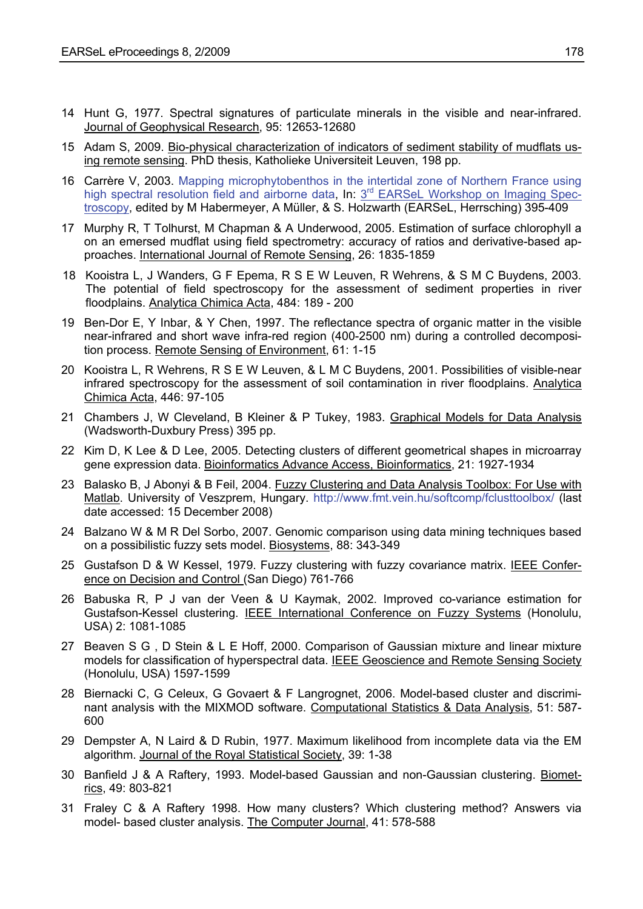14 Hunt G, 1977. Spectral signatures of particulate minerals in the visible and near-infrared. Journal of Geophysical Research, 95: 12653-12680

15 Adam S, 2009. Bio-physical characterization of indicators of sediment stability of mudflats using remote sensing. PhD thesis, Katholieke Universiteit Leuven, 198 pp.

16 Carrère V, 2003. Mapping microphytobenthos in the intertidal zone of Northern France using high spectral resolution field and airborne data, In: 3rd EARSeL Workshop on Imaging Spectroscopy, edited by M Habermeyer, A Müller, & S. Holzwarth (EARSeL, Herrsching) 395-409

17 Murphy R, T Tolhurst, M Chapman & A Underwood, 2005. Estimation of surface chlorophyll a on an emersed mudflat using field spectrometry: accuracy of ratios and derivative-based approaches. International Journal of Remote Sensing, 26: 1835-1859

18 Kooistra L, J Wanders, G F Epema, R S E W Leuven, R Wehrens, & S M C Buydens, 2003. The potential of field spectroscopy for the assessment of sediment properties in river floodplains. Analytica Chimica Acta, 484: 189 - 200

19 Ben-Dor E, Y Inbar, & Y Chen, 1997. The reflectance spectra of organic matter in the visible near-infrared and short wave infra-red region (400-2500 nm) during a controlled decomposition process. Remote Sensing of Environment, 61: 1-15

20 Kooistra L, R Wehrens, R S E W Leuven, & L M C Buydens, 2001. Possibilities of visible-near infrared spectroscopy for the assessment of soil contamination in river floodplains. Analytica Chimica Acta, 446: 97-105

21 Chambers J, W Cleveland, B Kleiner & P Tukey, 1983. Graphical Models for Data Analysis (Wadsworth-Duxbury Press) 395 pp.

22 Kim D, K Lee & D Lee, 2005. Detecting clusters of different geometrical shapes in microarray gene expression data. Bioinformatics Advance Access, Bioinformatics, 21: 1927-1934

23 Balasko B, J Abonyi & B Feil, 2004. Fuzzy Clustering and Data Analysis Toolbox: For Use with Matlab. University of Veszprem, Hungary. http://www.fmt.vein.hu/softcomp/fclusttoolbox/ (last date accessed: 15 December 2008)

24 Balzano W & M R Del Sorbo, 2007. Genomic comparison using data mining techniques based on a possibilistic fuzzy sets model. Biosystems, 88: 343-349

25 Gustafson D & W Kessel, 1979. Fuzzy clustering with fuzzy covariance matrix. IEEE Conference on Decision and Control (San Diego) 761-766

26 Babuska R, P J van der Veen & U Kaymak, 2002. Improved co-variance estimation for Gustafson-Kessel clustering. IEEE International Conference on Fuzzy Systems (Honolulu, USA) 2: 1081-1085

27 Beaven S G , D Stein & L E Hoff, 2000. Comparison of Gaussian mixture and linear mixture models for classification of hyperspectral data. IEEE Geoscience and Remote Sensing Society (Honolulu, USA) 1597-1599

28 Biernacki C, G Celeux, G Govaert & F Langrognet, 2006. Model-based cluster and discriminant analysis with the MIXMOD software. Computational Statistics & Data Analysis, 51: 587-600

29 Dempster A, N Laird & D Rubin, 1977. Maximum likelihood from incomplete data via the EM algorithm. Journal of the Royal Statistical Society, 39: 1-38

30 Banfield J & A Raftery, 1993. Model-based Gaussian and non-Gaussian clustering. Biometrics, 49: 803-821

31 Fraley C & A Raftery 1998. How many clusters? Which clustering method? Answers via model- based cluster analysis. The Computer Journal, 41: 578-588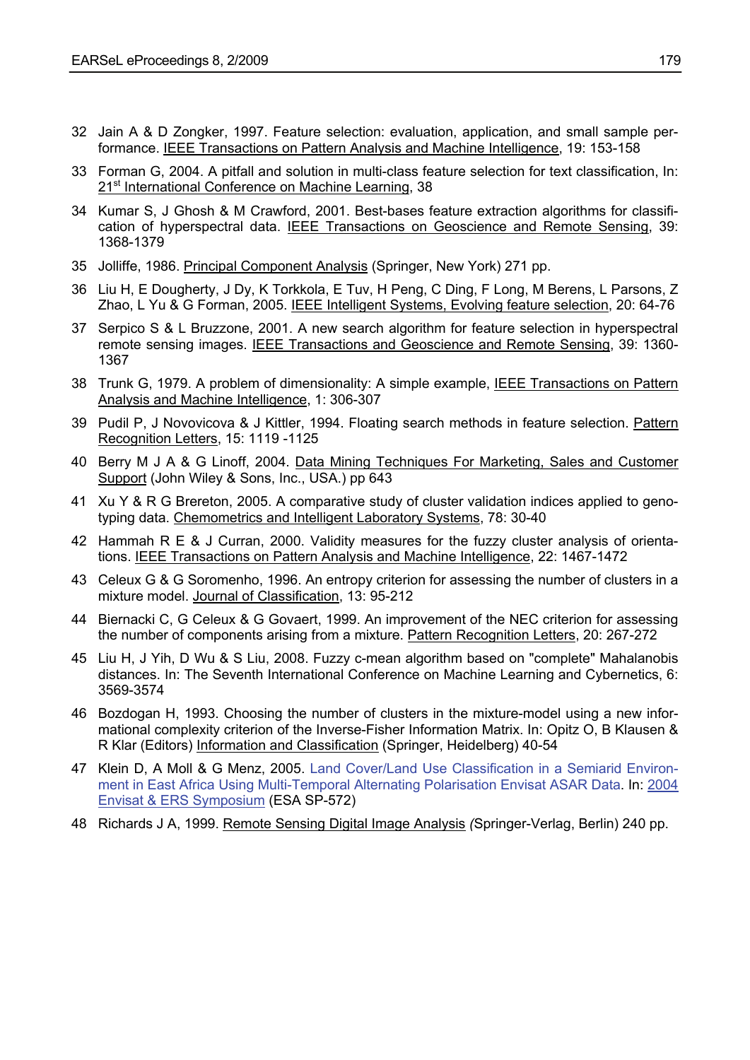32 Jain A & D Zongker, 1997. Feature selection: evaluation, application, and small sample performance. IEEE Transactions on Pattern Analysis and Machine Intelligence, 19: 153-158

33 Forman G, 2004. A pitfall and solution in multi-class feature selection for text classification, In: 21st International Conference on Machine Learning, 38

34 Kumar S, J Ghosh & M Crawford, 2001. Best-bases feature extraction algorithms for classification of hyperspectral data. IEEE Transactions on Geoscience and Remote Sensing, 39: 1368-1379

35 Jolliffe, 1986. Principal Component Analysis (Springer, New York) 271 pp.

36 Liu H, E Dougherty, J Dy, K Torkkola, E Tuv, H Peng, C Ding, F Long, M Berens, L Parsons, Z Zhao, L Yu & G Forman, 2005. IEEE Intelligent Systems, Evolving feature selection, 20: 64-76

37 Serpico S & L Bruzzone, 2001. A new search algorithm for feature selection in hyperspectral remote sensing images. IEEE Transactions and Geoscience and Remote Sensing, 39: 1360-1367

38 Trunk G, 1979. A problem of dimensionality: A simple example, IEEE Transactions on Pattern Analysis and Machine Intelligence, 1: 306-307

39 Pudil P, J Novovicova & J Kittler, 1994. Floating search methods in feature selection. Pattern Recognition Letters, 15: 1119 -1125

40 Berry M J A & G Linoff, 2004. Data Mining Techniques For Marketing, Sales and Customer Support (John Wiley & Sons, Inc., USA.) pp 643

41 Xu Y & R G Brereton, 2005. A comparative study of cluster validation indices applied to genotyping data. Chemometrics and Intelligent Laboratory Systems, 78: 30-40

42 Hammah R E & J Curran, 2000. Validity measures for the fuzzy cluster analysis of orientations. IEEE Transactions on Pattern Analysis and Machine Intelligence, 22: 1467-1472

43 Celeux G & G Soromenho, 1996. An entropy criterion for assessing the number of clusters in a mixture model. Journal of Classification, 13: 95-212

44 Biernacki C, G Celeux & G Govaert, 1999. An improvement of the NEC criterion for assessing the number of components arising from a mixture. Pattern Recognition Letters, 20: 267-272

45 Liu H, J Yih, D Wu & S Liu, 2008. Fuzzy c-mean algorithm based on "complete" Mahalanobis distances. In: The Seventh International Conference on Machine Learning and Cybernetics, 6: 3569-3574

46 Bozdogan H, 1993. Choosing the number of clusters in the mixture-model using a new informational complexity criterion of the Inverse-Fisher Information Matrix. In: Opitz O, B Klausen & R Klar (Editors) Information and Classification (Springer, Heidelberg) 40-54

47 Klein D, A Moll & G Menz, 2005. Land Cover/Land Use Classification in a Semiarid Environment in East Africa Using Multi-Temporal Alternating Polarisation Envisat ASAR Data. In: 2004 Envisat & ERS Symposium (ESA SP-572)

48 Richards J A, 1999. Remote Sensing Digital Image Analysis (Springer-Verlag, Berlin) 240 pp.